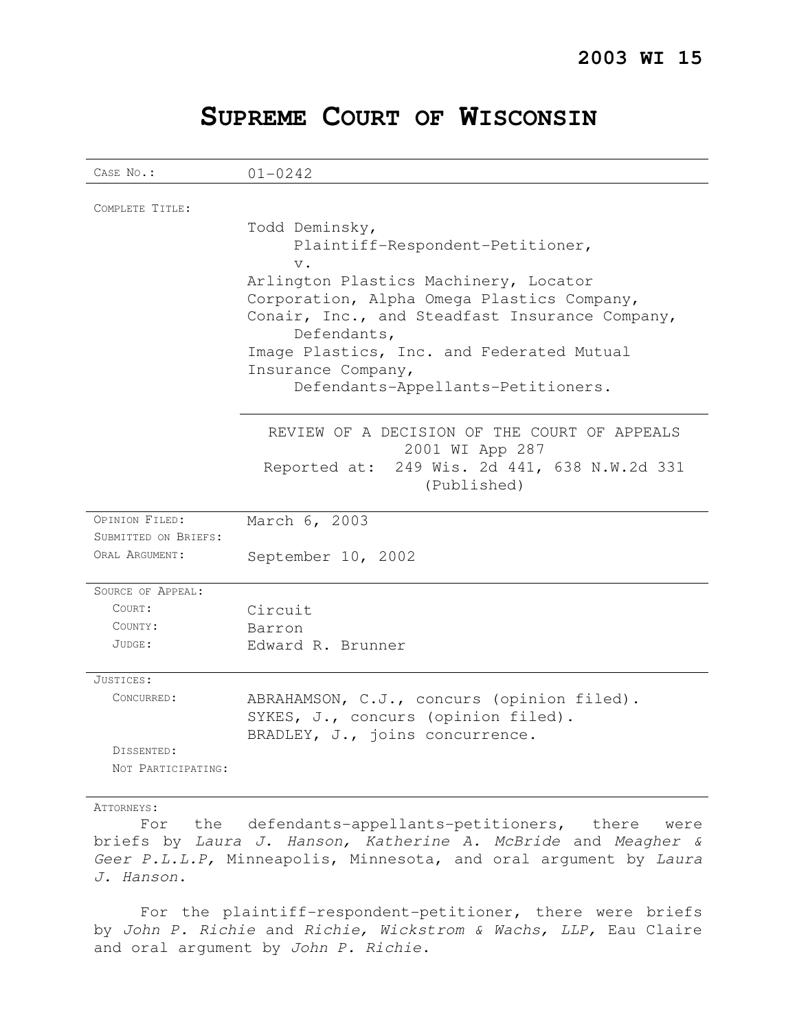**2003 WI 15**

# SUPREME COURT OF WISCONSIN

| | |
|---|---|
| CASE NO.: | 01-0242 |
| COMPLETE TITLE: | Todd Deminsky,<br>Plaintiff-Respondent-Petitioner,<br>v.<br>Arlington Plastics Machinery, Locator Corporation, Alpha Omega Plastics Company, Conair, Inc., and Steadfast Insurance Company,<br>Defendants,<br>Image Plastics, Inc. and Federated Mutual Insurance Company,<br>Defendants-Appellants-Petitioners. |
| | REVIEW OF A DECISION OF THE COURT OF APPEALS<br>2001 WI App 287<br>Reported at: 249 Wis. 2d 441, 638 N.W.2d 331<br>(Published) |
| OPINION FILED: | March 6, 2003 |
| SUBMITTED ON BRIEFS: | |
| ORAL ARGUMENT: | September 10, 2002 |
| SOURCE OF APPEAL: | |
| COURT: | Circuit |
| COUNTY: | Barron |
| JUDGE: | Edward R. Brunner |
| JUSTICES: | |
| CONCURRED: | ABRAHAMSON, C.J., concurs (opinion filed).<br>SYKES, J., concurs (opinion filed).<br>BRADLEY, J., joins concurrence. |
| DISSENTED: | |
| NOT PARTICIPATING: | |

ATTORNEYS:

For the defendants-appellants-petitioners, there were briefs by *Laura J. Hanson, Katherine A. McBride* and *Meagher & Geer P.L.L.P*, Minneapolis, Minnesota, and oral argument by *Laura J. Hanson*.

For the plaintiff-respondent-petitioner, there were briefs by *John P. Richie* and *Richie, Wickstrom & Wachs, LLP*, Eau Claire and oral argument by *John P. Richie*.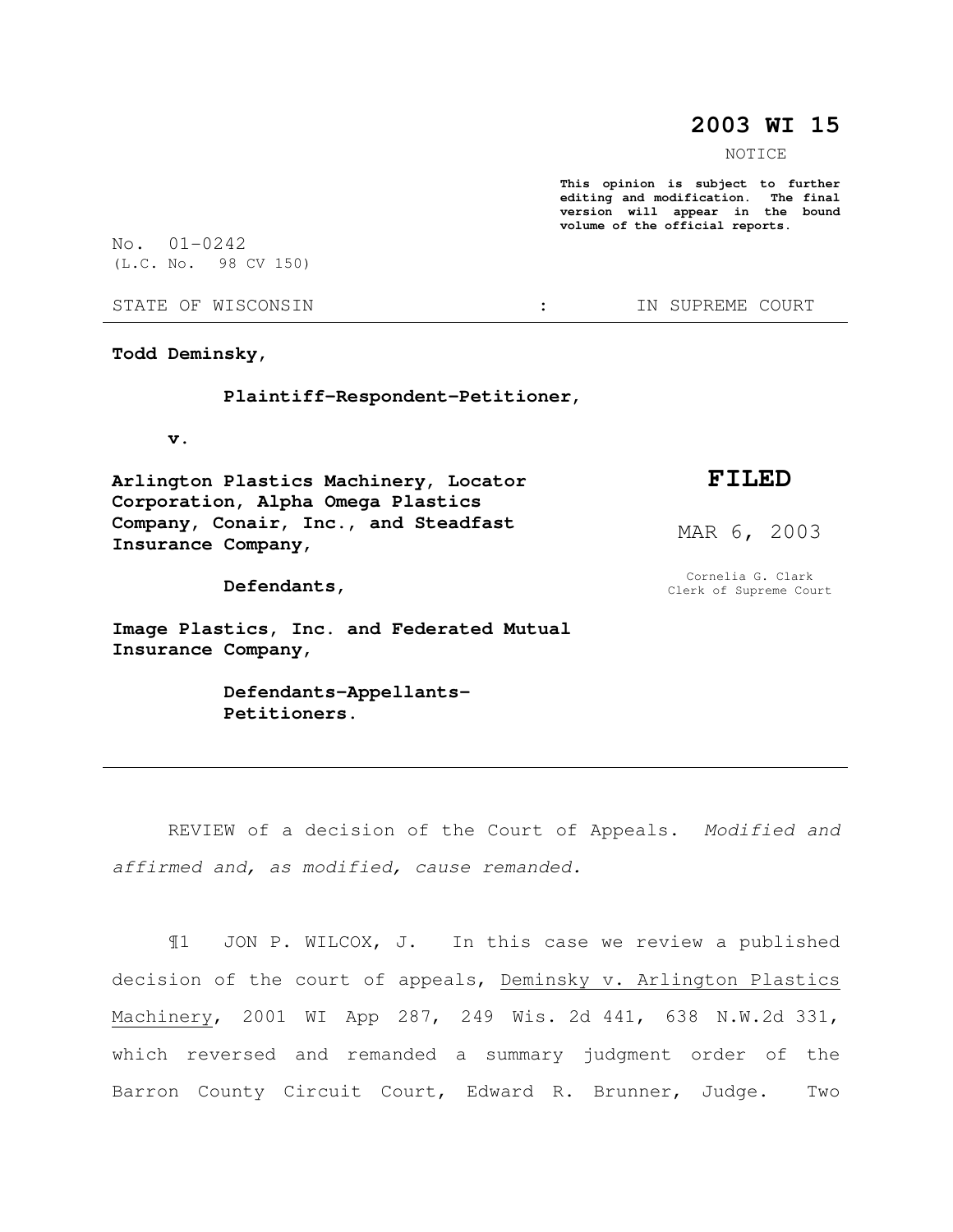# 2003 WI 15

NOTICE

**This opinion is subject to further editing and modification. The final version will appear in the bound volume of the official reports.**

No. 01-0242

(L.C. No. 98 CV 150)

STATE OF WISCONSIN : IN SUPREME COURT

---

**Todd Deminsky,**

**Plaintiff-Respondent-Petitioner,**

**v.**

**Arlington Plastics Machinery, Locator Corporation, Alpha Omega Plastics Company, Conair, Inc., and Steadfast Insurance Company,**

**Defendants,**

**Image Plastics, Inc. and Federated Mutual Insurance Company,**

**Defendants-Appellants-Petitioners.**

**FILED**

MAR 6, 2003

Cornelia G. Clark
Clerk of Supreme Court

---

REVIEW of a decision of the Court of Appeals. *Modified and affirmed and, as modified, cause remanded.*

¶1 JON P. WILCOX, J. In this case we review a published decision of the court of appeals, Deminsky v. Arlington Plastics Machinery, 2001 WI App 287, 249 Wis. 2d 441, 638 N.W.2d 331, which reversed and remanded a summary judgment order of the Barron County Circuit Court, Edward R. Brunner, Judge. Two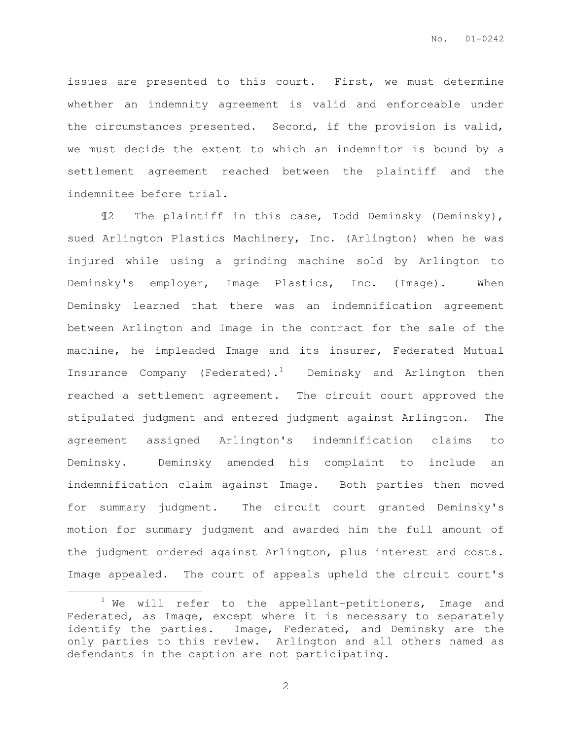issues are presented to this court. First, we must determine whether an indemnity agreement is valid and enforceable under the circumstances presented. Second, if the provision is valid, we must decide the extent to which an indemnitor is bound by a settlement agreement reached between the plaintiff and the indemnitee before trial.

¶2 The plaintiff in this case, Todd Deminsky (Deminsky), sued Arlington Plastics Machinery, Inc. (Arlington) when he was injured while using a grinding machine sold by Arlington to Deminsky's employer, Image Plastics, Inc. (Image). When Deminsky learned that there was an indemnification agreement between Arlington and Image in the contract for the sale of the machine, he impleaded Image and its insurer, Federated Mutual Insurance Company (Federated).[1] Deminsky and Arlington then reached a settlement agreement. The circuit court approved the stipulated judgment and entered judgment against Arlington. The agreement assigned Arlington's indemnification claims to Deminsky. Deminsky amended his complaint to include an indemnification claim against Image. Both parties then moved for summary judgment. The circuit court granted Deminsky's motion for summary judgment and awarded him the full amount of the judgment ordered against Arlington, plus interest and costs. Image appealed. The court of appeals upheld the circuit court's

[1] We will refer to the appellant-petitioners, Image and Federated, as Image, except where it is necessary to separately identify the parties. Image, Federated, and Deminsky are the only parties to this review. Arlington and all others named as defendants in the caption are not participating.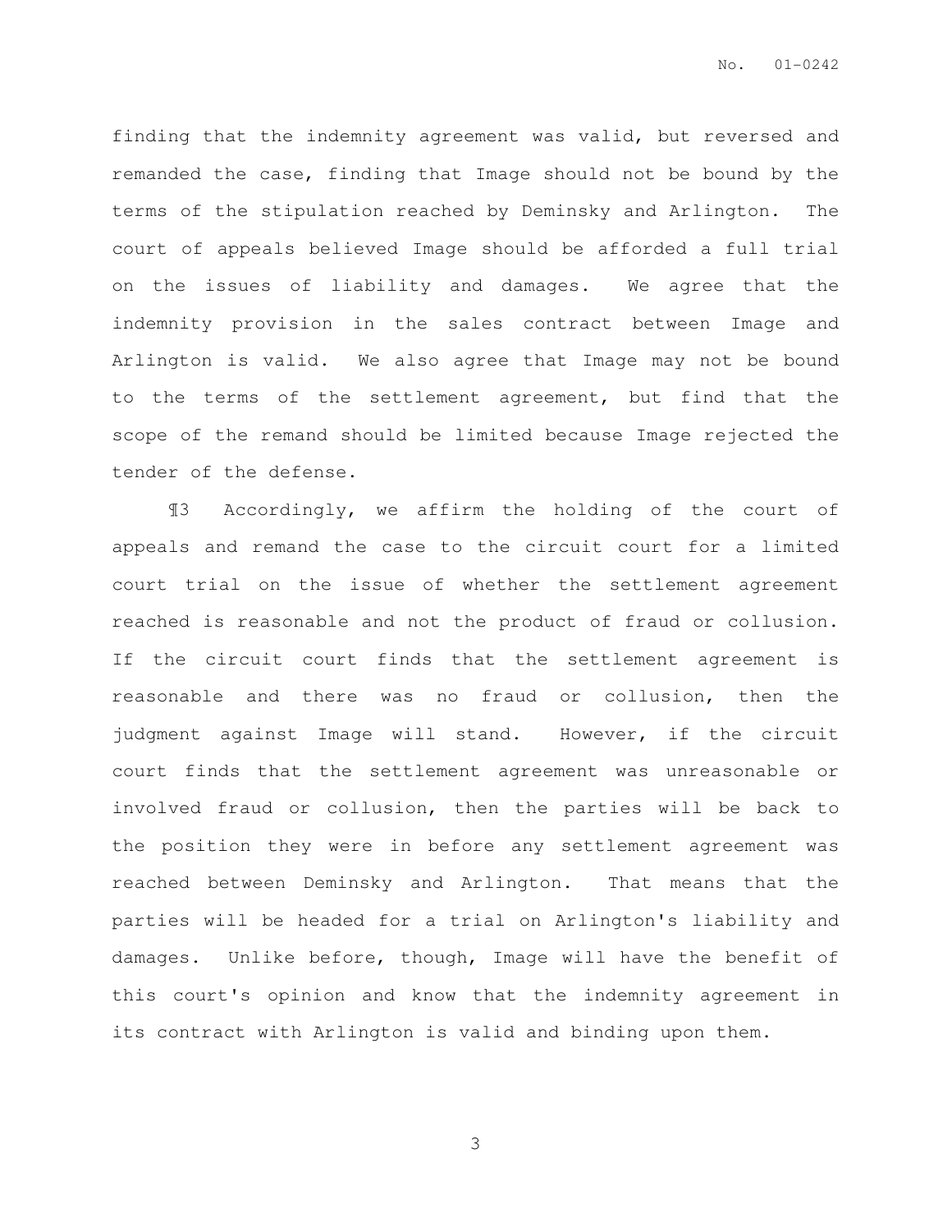finding that the indemnity agreement was valid, but reversed and remanded the case, finding that Image should not be bound by the terms of the stipulation reached by Deminsky and Arlington. The court of appeals believed Image should be afforded a full trial on the issues of liability and damages. We agree that the indemnity provision in the sales contract between Image and Arlington is valid. We also agree that Image may not be bound to the terms of the settlement agreement, but find that the scope of the remand should be limited because Image rejected the tender of the defense.

¶3 Accordingly, we affirm the holding of the court of appeals and remand the case to the circuit court for a limited court trial on the issue of whether the settlement agreement reached is reasonable and not the product of fraud or collusion. If the circuit court finds that the settlement agreement is reasonable and there was no fraud or collusion, then the judgment against Image will stand. However, if the circuit court finds that the settlement agreement was unreasonable or involved fraud or collusion, then the parties will be back to the position they were in before any settlement agreement was reached between Deminsky and Arlington. That means that the parties will be headed for a trial on Arlington's liability and damages. Unlike before, though, Image will have the benefit of this court's opinion and know that the indemnity agreement in its contract with Arlington is valid and binding upon them.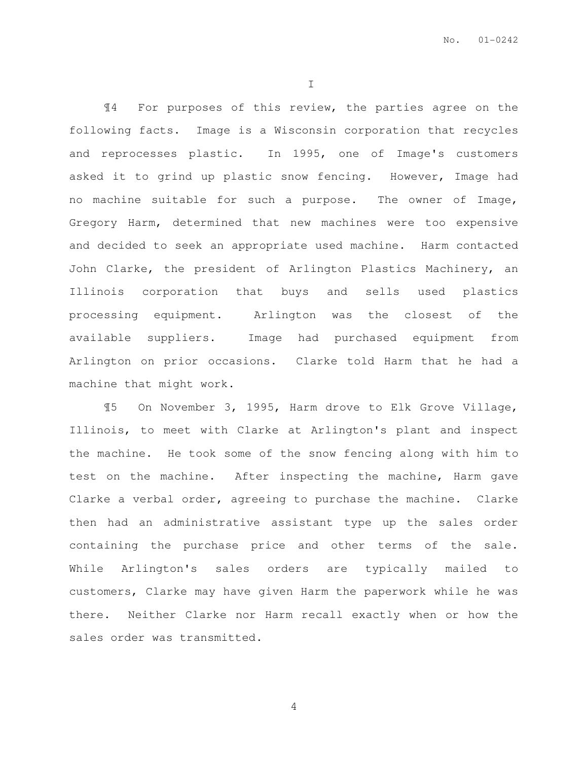I

¶4 For purposes of this review, the parties agree on the following facts. Image is a Wisconsin corporation that recycles and reprocesses plastic. In 1995, one of Image's customers asked it to grind up plastic snow fencing. However, Image had no machine suitable for such a purpose. The owner of Image, Gregory Harm, determined that new machines were too expensive and decided to seek an appropriate used machine. Harm contacted John Clarke, the president of Arlington Plastics Machinery, an Illinois corporation that buys and sells used plastics processing equipment. Arlington was the closest of the available suppliers. Image had purchased equipment from Arlington on prior occasions. Clarke told Harm that he had a machine that might work.

¶5 On November 3, 1995, Harm drove to Elk Grove Village, Illinois, to meet with Clarke at Arlington's plant and inspect the machine. He took some of the snow fencing along with him to test on the machine. After inspecting the machine, Harm gave Clarke a verbal order, agreeing to purchase the machine. Clarke then had an administrative assistant type up the sales order containing the purchase price and other terms of the sale. While Arlington's sales orders are typically mailed to customers, Clarke may have given Harm the paperwork while he was there. Neither Clarke nor Harm recall exactly when or how the sales order was transmitted.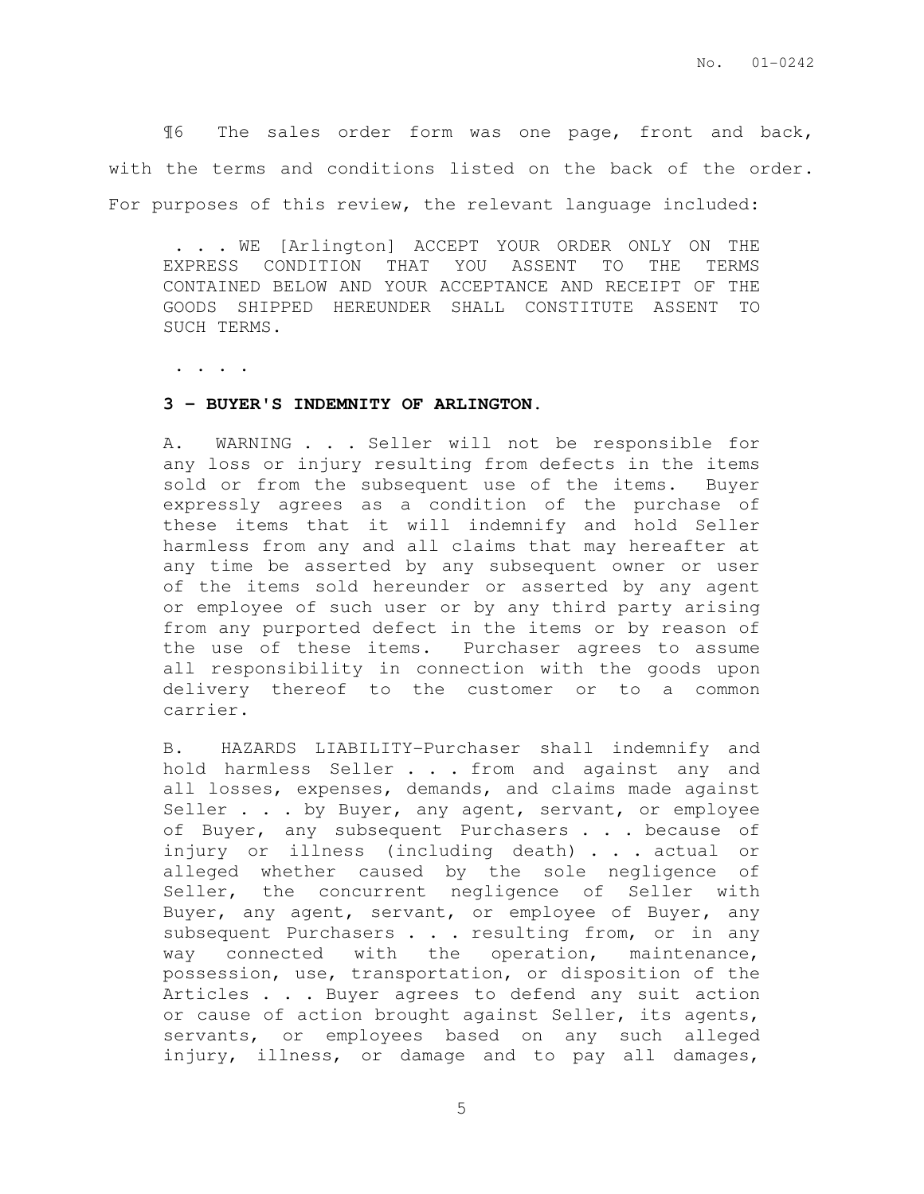¶6 The sales order form was one page, front and back, with the terms and conditions listed on the back of the order. For purposes of this review, the relevant language included:

> . . . WE [Arlington] ACCEPT YOUR ORDER ONLY ON THE EXPRESS CONDITION THAT YOU ASSENT TO THE TERMS CONTAINED BELOW AND YOUR ACCEPTANCE AND RECEIPT OF THE GOODS SHIPPED HEREUNDER SHALL CONSTITUTE ASSENT TO SUCH TERMS.
>
> . . . .
>
> **3 – BUYER'S INDEMNITY OF ARLINGTON.**
>
> A. WARNING . . . Seller will not be responsible for any loss or injury resulting from defects in the items sold or from the subsequent use of the items. Buyer expressly agrees as a condition of the purchase of these items that it will indemnify and hold Seller harmless from any and all claims that may hereafter at any time be asserted by any subsequent owner or user of the items sold hereunder or asserted by any agent or employee of such user or by any third party arising from any purported defect in the items or by reason of the use of these items. Purchaser agrees to assume all responsibility in connection with the goods upon delivery thereof to the customer or to a common carrier.
>
> B. HAZARDS LIABILITY–Purchaser shall indemnify and hold harmless Seller . . . from and against any and all losses, expenses, demands, and claims made against Seller . . . by Buyer, any agent, servant, or employee of Buyer, any subsequent Purchasers . . . because of injury or illness (including death) . . . actual or alleged whether caused by the sole negligence of Seller, the concurrent negligence of Seller with Buyer, any agent, servant, or employee of Buyer, any subsequent Purchasers . . . resulting from, or in any way connected with the operation, maintenance, possession, use, transportation, or disposition of the Articles . . . Buyer agrees to defend any suit action or cause of action brought against Seller, its agents, servants, or employees based on any such alleged injury, illness, or damage and to pay all damages,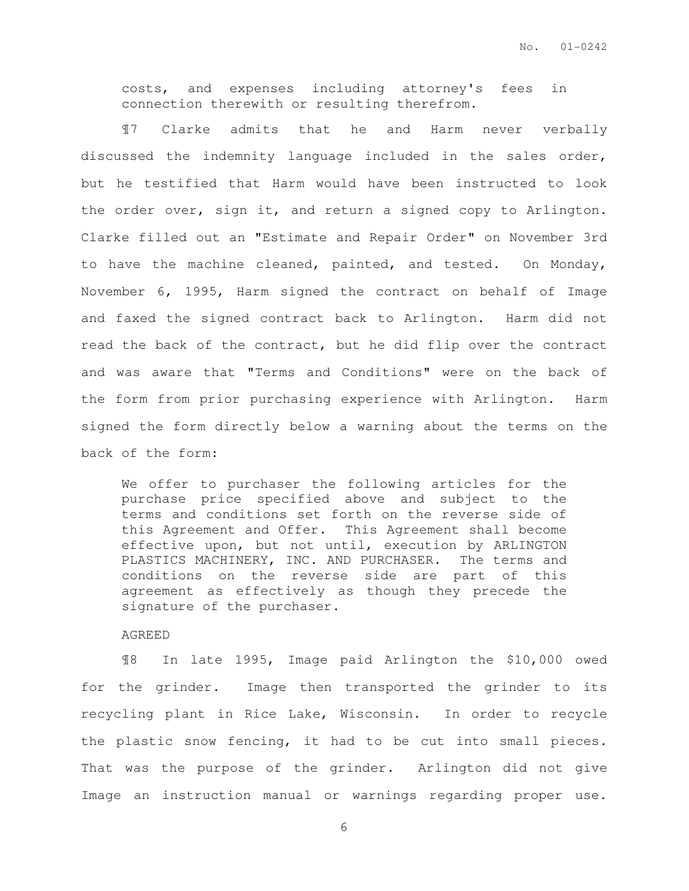> costs, and expenses including attorney's fees in connection therewith or resulting therefrom.

¶7 Clarke admits that he and Harm never verbally discussed the indemnity language included in the sales order, but he testified that Harm would have been instructed to look the order over, sign it, and return a signed copy to Arlington. Clarke filled out an "Estimate and Repair Order" on November 3rd to have the machine cleaned, painted, and tested. On Monday, November 6, 1995, Harm signed the contract on behalf of Image and faxed the signed contract back to Arlington. Harm did not read the back of the contract, but he did flip over the contract and was aware that "Terms and Conditions" were on the back of the form from prior purchasing experience with Arlington. Harm signed the form directly below a warning about the terms on the back of the form:

> We offer to purchaser the following articles for the purchase price specified above and subject to the terms and conditions set forth on the reverse side of this Agreement and Offer. This Agreement shall become effective upon, but not until, execution by ARLINGTON PLASTICS MACHINERY, INC. AND PURCHASER. The terms and conditions on the reverse side are part of this agreement as effectively as though they precede the signature of the purchaser.
>
> AGREED

¶8 In late 1995, Image paid Arlington the $10,000 owed for the grinder. Image then transported the grinder to its recycling plant in Rice Lake, Wisconsin. In order to recycle the plastic snow fencing, it had to be cut into small pieces. That was the purpose of the grinder. Arlington did not give Image an instruction manual or warnings regarding proper use.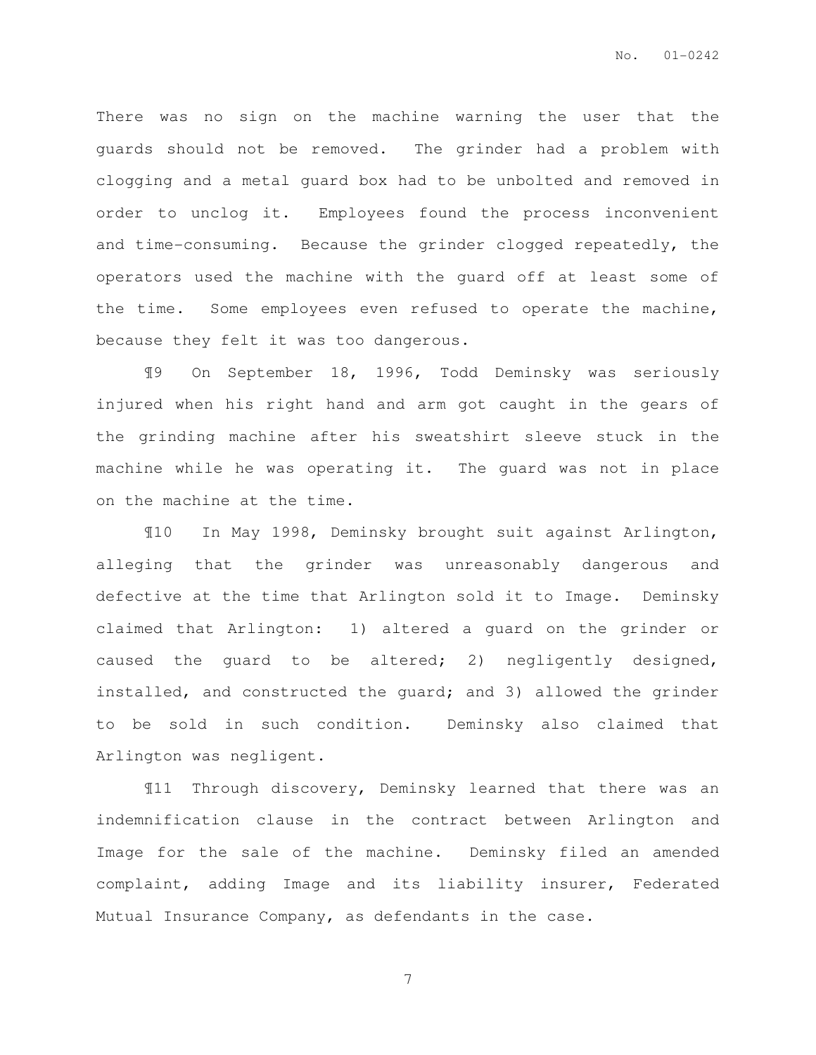There was no sign on the machine warning the user that the guards should not be removed. The grinder had a problem with clogging and a metal guard box had to be unbolted and removed in order to unclog it. Employees found the process inconvenient and time-consuming. Because the grinder clogged repeatedly, the operators used the machine with the guard off at least some of the time. Some employees even refused to operate the machine, because they felt it was too dangerous.

¶9 On September 18, 1996, Todd Deminsky was seriously injured when his right hand and arm got caught in the gears of the grinding machine after his sweatshirt sleeve stuck in the machine while he was operating it. The guard was not in place on the machine at the time.

¶10 In May 1998, Deminsky brought suit against Arlington, alleging that the grinder was unreasonably dangerous and defective at the time that Arlington sold it to Image. Deminsky claimed that Arlington: 1) altered a guard on the grinder or caused the guard to be altered; 2) negligently designed, installed, and constructed the guard; and 3) allowed the grinder to be sold in such condition. Deminsky also claimed that Arlington was negligent.

¶11 Through discovery, Deminsky learned that there was an indemnification clause in the contract between Arlington and Image for the sale of the machine. Deminsky filed an amended complaint, adding Image and its liability insurer, Federated Mutual Insurance Company, as defendants in the case.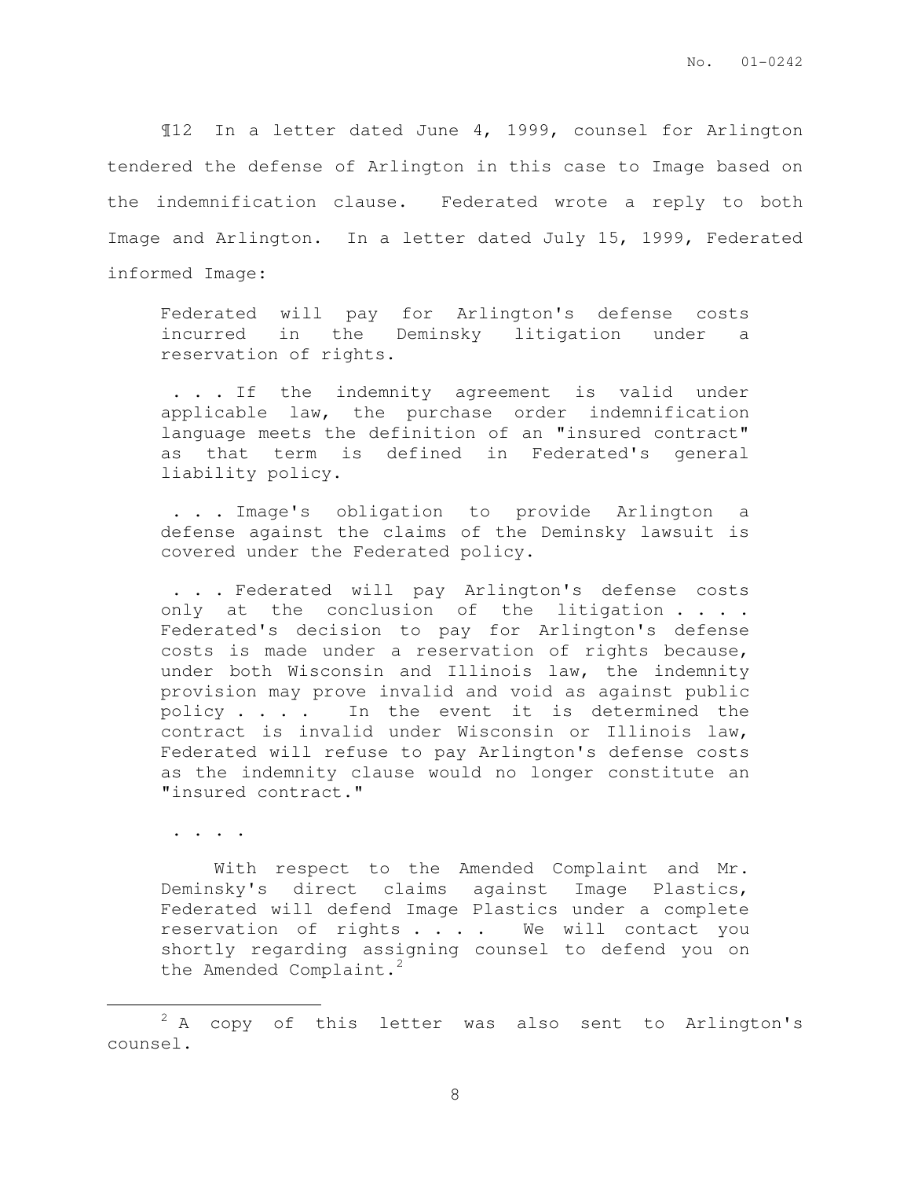¶12 In a letter dated June 4, 1999, counsel for Arlington tendered the defense of Arlington in this case to Image based on the indemnification clause. Federated wrote a reply to both Image and Arlington. In a letter dated July 15, 1999, Federated informed Image:

> Federated will pay for Arlington's defense costs incurred in the Deminsky litigation under a reservation of rights.
>
> . . . If the indemnity agreement is valid under applicable law, the purchase order indemnification language meets the definition of an "insured contract" as that term is defined in Federated's general liability policy.
>
> . . . Image's obligation to provide Arlington a defense against the claims of the Deminsky lawsuit is covered under the Federated policy.
>
> . . . Federated will pay Arlington's defense costs only at the conclusion of the litigation . . . . Federated's decision to pay for Arlington's defense costs is made under a reservation of rights because, under both Wisconsin and Illinois law, the indemnity provision may prove invalid and void as against public policy . . . . In the event it is determined the contract is invalid under Wisconsin or Illinois law, Federated will refuse to pay Arlington's defense costs as the indemnity clause would no longer constitute an "insured contract."
>
> . . . .
>
> With respect to the Amended Complaint and Mr. Deminsky's direct claims against Image Plastics, Federated will defend Image Plastics under a complete reservation of rights . . . . We will contact you shortly regarding assigning counsel to defend you on the Amended Complaint.[2]

---

[2] A copy of this letter was also sent to Arlington's counsel.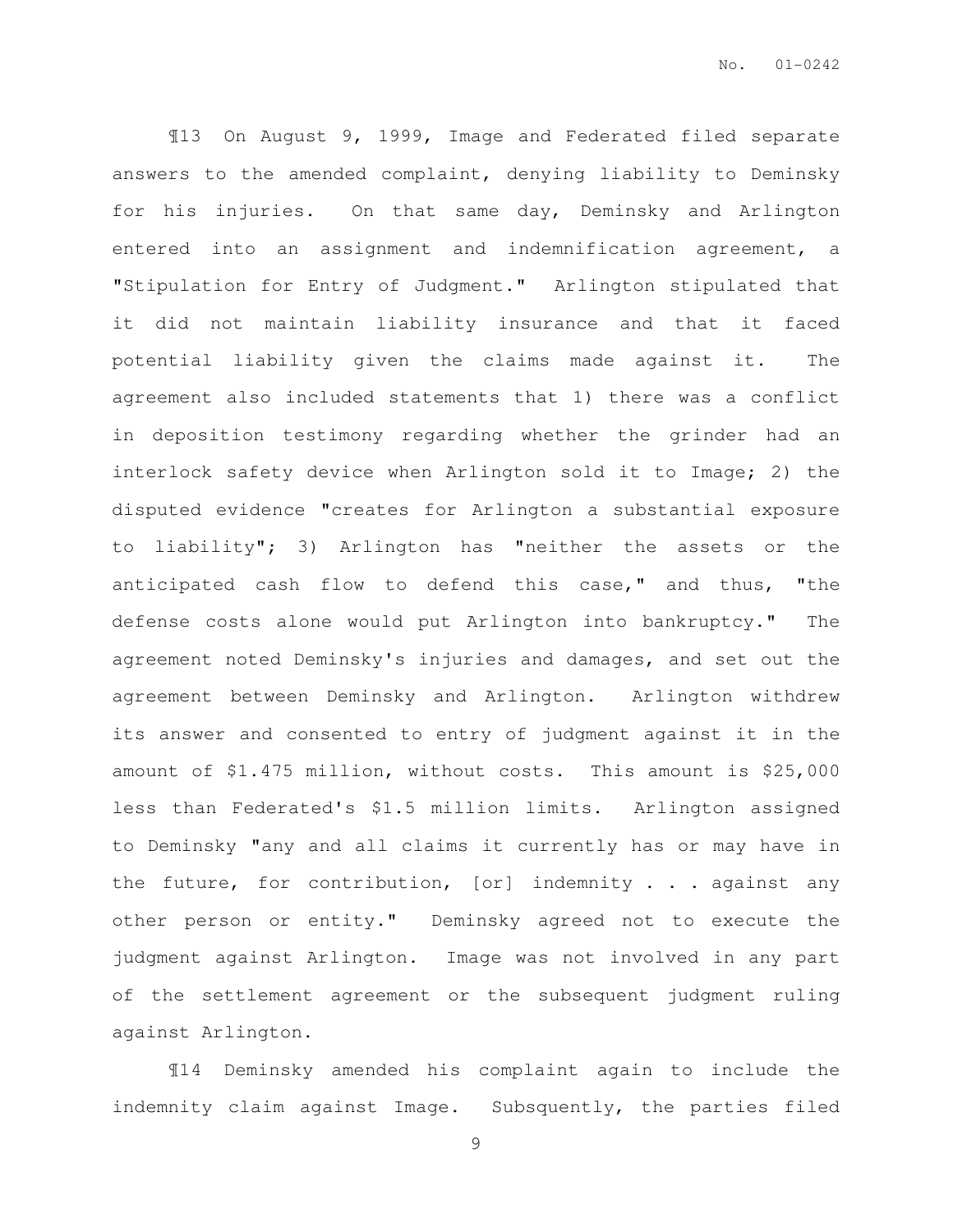¶13 On August 9, 1999, Image and Federated filed separate answers to the amended complaint, denying liability to Deminsky for his injuries. On that same day, Deminsky and Arlington entered into an assignment and indemnification agreement, a "Stipulation for Entry of Judgment." Arlington stipulated that it did not maintain liability insurance and that it faced potential liability given the claims made against it. The agreement also included statements that 1) there was a conflict in deposition testimony regarding whether the grinder had an interlock safety device when Arlington sold it to Image; 2) the disputed evidence "creates for Arlington a substantial exposure to liability"; 3) Arlington has "neither the assets or the anticipated cash flow to defend this case," and thus, "the defense costs alone would put Arlington into bankruptcy." The agreement noted Deminsky's injuries and damages, and set out the agreement between Deminsky and Arlington. Arlington withdrew its answer and consented to entry of judgment against it in the amount of $1.475 million, without costs. This amount is $25,000 less than Federated's $1.5 million limits. Arlington assigned to Deminsky "any and all claims it currently has or may have in the future, for contribution, [or] indemnity . . . against any other person or entity." Deminsky agreed not to execute the judgment against Arlington. Image was not involved in any part of the settlement agreement or the subsequent judgment ruling against Arlington.

¶14 Deminsky amended his complaint again to include the indemnity claim against Image. Subsquently, the parties filed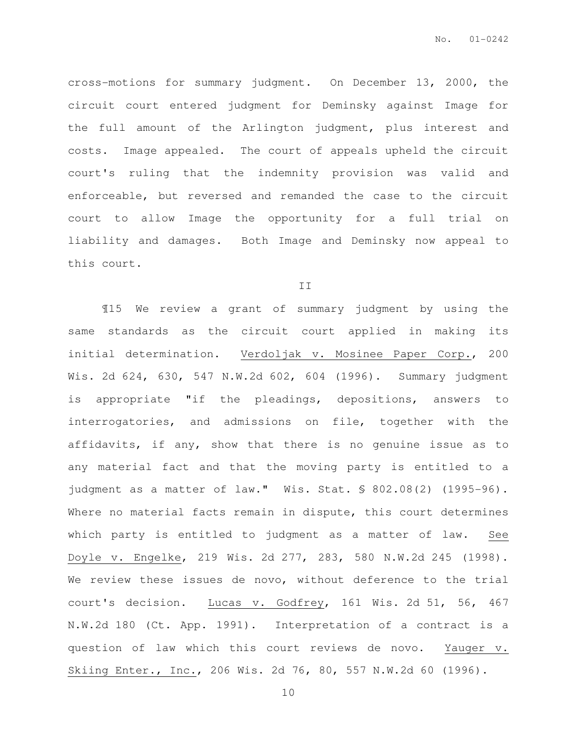cross-motions for summary judgment. On December 13, 2000, the circuit court entered judgment for Deminsky against Image for the full amount of the Arlington judgment, plus interest and costs. Image appealed. The court of appeals upheld the circuit court's ruling that the indemnity provision was valid and enforceable, but reversed and remanded the case to the circuit court to allow Image the opportunity for a full trial on liability and damages. Both Image and Deminsky now appeal to this court.

II

¶15 We review a grant of summary judgment by using the same standards as the circuit court applied in making its initial determination. Verdoljak v. Mosinee Paper Corp., 200 Wis. 2d 624, 630, 547 N.W.2d 602, 604 (1996). Summary judgment is appropriate "if the pleadings, depositions, answers to interrogatories, and admissions on file, together with the affidavits, if any, show that there is no genuine issue as to any material fact and that the moving party is entitled to a judgment as a matter of law." Wis. Stat. § 802.08(2) (1995-96). Where no material facts remain in dispute, this court determines which party is entitled to judgment as a matter of law. See Doyle v. Engelke, 219 Wis. 2d 277, 283, 580 N.W.2d 245 (1998). We review these issues de novo, without deference to the trial court's decision. Lucas v. Godfrey, 161 Wis. 2d 51, 56, 467 N.W.2d 180 (Ct. App. 1991). Interpretation of a contract is a question of law which this court reviews de novo. Yauger v. Skiing Enter., Inc., 206 Wis. 2d 76, 80, 557 N.W.2d 60 (1996).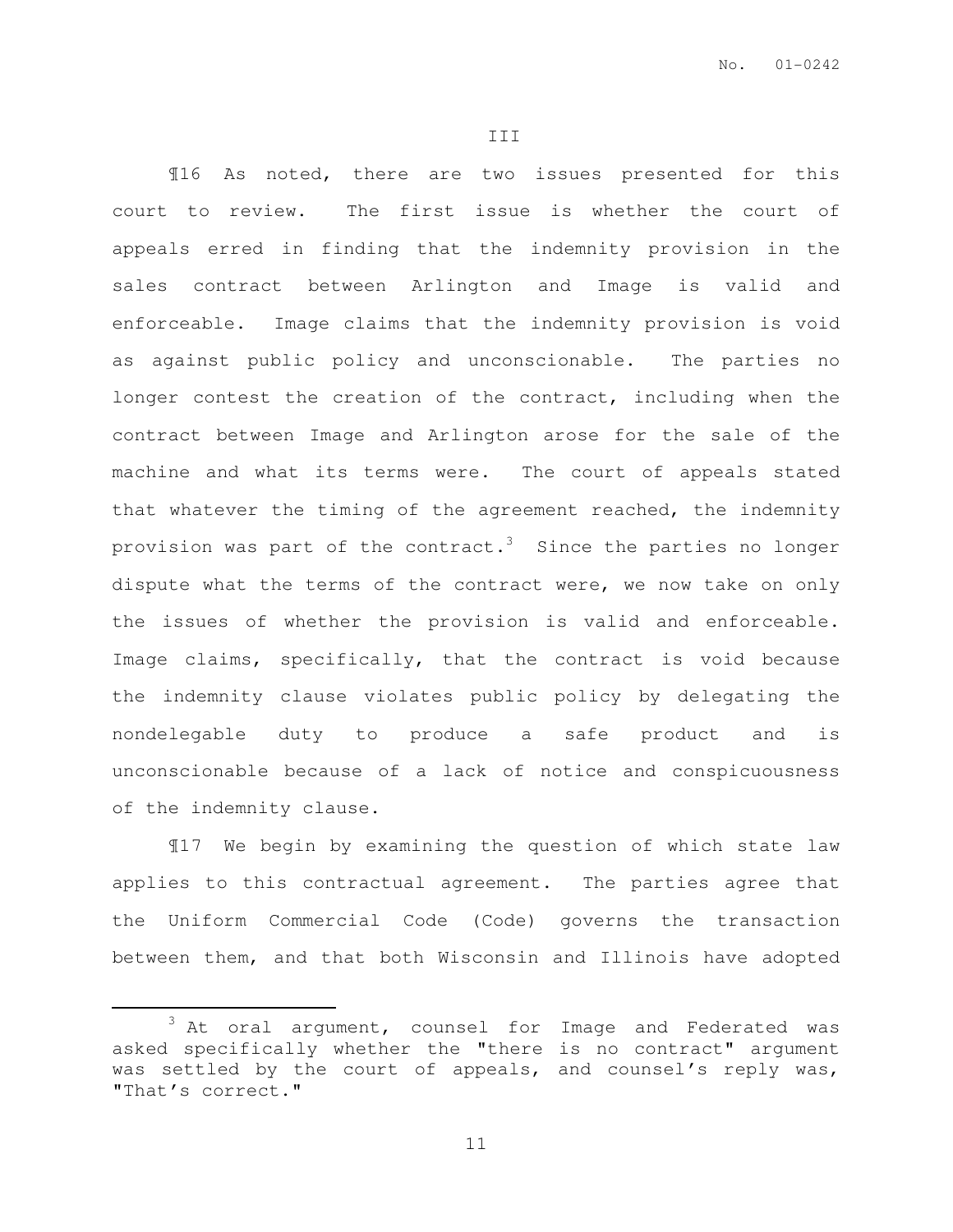## III

¶16 As noted, there are two issues presented for this court to review. The first issue is whether the court of appeals erred in finding that the indemnity provision in the sales contract between Arlington and Image is valid and enforceable. Image claims that the indemnity provision is void as against public policy and unconscionable. The parties no longer contest the creation of the contract, including when the contract between Image and Arlington arose for the sale of the machine and what its terms were. The court of appeals stated that whatever the timing of the agreement reached, the indemnity provision was part of the contract.[3] Since the parties no longer dispute what the terms of the contract were, we now take on only the issues of whether the provision is valid and enforceable. Image claims, specifically, that the contract is void because the indemnity clause violates public policy by delegating the nondelegable duty to produce a safe product and is unconscionable because of a lack of notice and conspicuousness of the indemnity clause.

¶17 We begin by examining the question of which state law applies to this contractual agreement. The parties agree that the Uniform Commercial Code (Code) governs the transaction between them, and that both Wisconsin and Illinois have adopted

---

[3] At oral argument, counsel for Image and Federated was asked specifically whether the "there is no contract" argument was settled by the court of appeals, and counsel's reply was, "That's correct."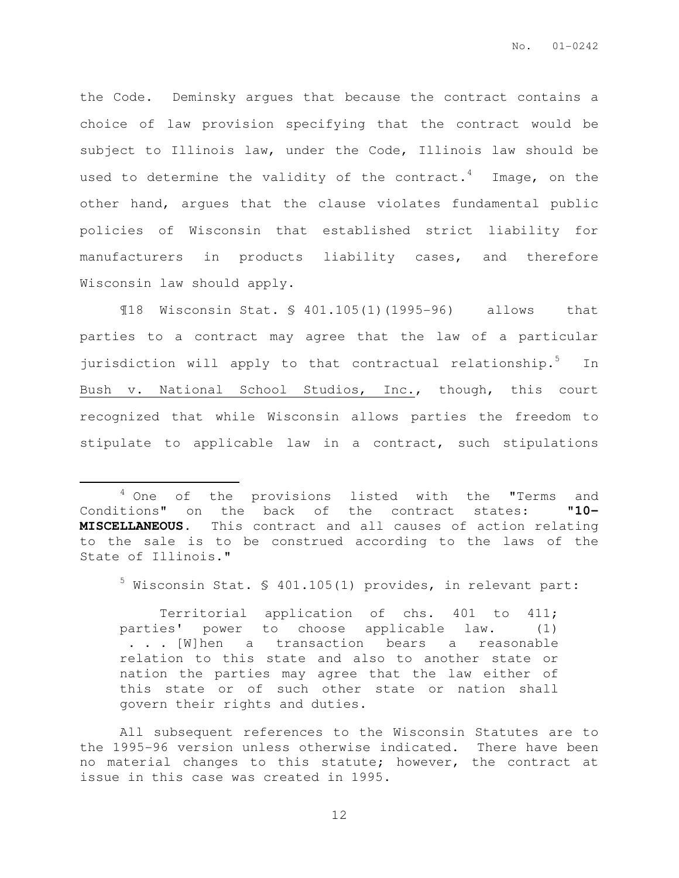the Code. Deminsky argues that because the contract contains a choice of law provision specifying that the contract would be subject to Illinois law, under the Code, Illinois law should be used to determine the validity of the contract.[4] Image, on the other hand, argues that the clause violates fundamental public policies of Wisconsin that established strict liability for manufacturers in products liability cases, and therefore Wisconsin law should apply.

¶18 Wisconsin Stat. § 401.105(1)(1995-96) allows that parties to a contract may agree that the law of a particular jurisdiction will apply to that contractual relationship.[5] In Bush v. National School Studios, Inc., though, this court recognized that while Wisconsin allows parties the freedom to stipulate to applicable law in a contract, such stipulations

---

[4] One of the provisions listed with the "Terms and Conditions" on the back of the contract states: **"10-MISCELLANEOUS.** This contract and all causes of action relating to the sale is to be construed according to the laws of the State of Illinois."

[5] Wisconsin Stat. § 401.105(1) provides, in relevant part:

> Territorial application of chs. 401 to 411; parties' power to choose applicable law. (1) . . . [W]hen a transaction bears a reasonable relation to this state and also to another state or nation the parties may agree that the law either of this state or of such other state or nation shall govern their rights and duties.

All subsequent references to the Wisconsin Statutes are to the 1995-96 version unless otherwise indicated. There have been no material changes to this statute; however, the contract at issue in this case was created in 1995.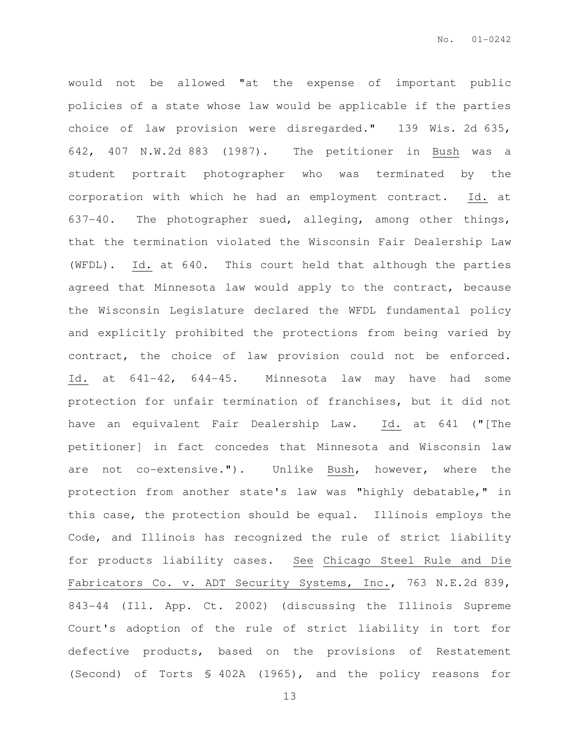would not be allowed "at the expense of important public policies of a state whose law would be applicable if the parties choice of law provision were disregarded." 139 Wis. 2d 635, 642, 407 N.W.2d 883 (1987). The petitioner in Bush was a student portrait photographer who was terminated by the corporation with which he had an employment contract. Id. at 637-40. The photographer sued, alleging, among other things, that the termination violated the Wisconsin Fair Dealership Law (WFDL). Id. at 640. This court held that although the parties agreed that Minnesota law would apply to the contract, because the Wisconsin Legislature declared the WFDL fundamental policy and explicitly prohibited the protections from being varied by contract, the choice of law provision could not be enforced. Id. at 641-42, 644-45. Minnesota law may have had some protection for unfair termination of franchises, but it did not have an equivalent Fair Dealership Law. Id. at 641 ("[The petitioner] in fact concedes that Minnesota and Wisconsin law are not co-extensive."). Unlike Bush, however, where the protection from another state's law was "highly debatable," in this case, the protection should be equal. Illinois employs the Code, and Illinois has recognized the rule of strict liability for products liability cases. See Chicago Steel Rule and Die Fabricators Co. v. ADT Security Systems, Inc., 763 N.E.2d 839, 843-44 (Ill. App. Ct. 2002) (discussing the Illinois Supreme Court's adoption of the rule of strict liability in tort for defective products, based on the provisions of Restatement (Second) of Torts § 402A (1965), and the policy reasons for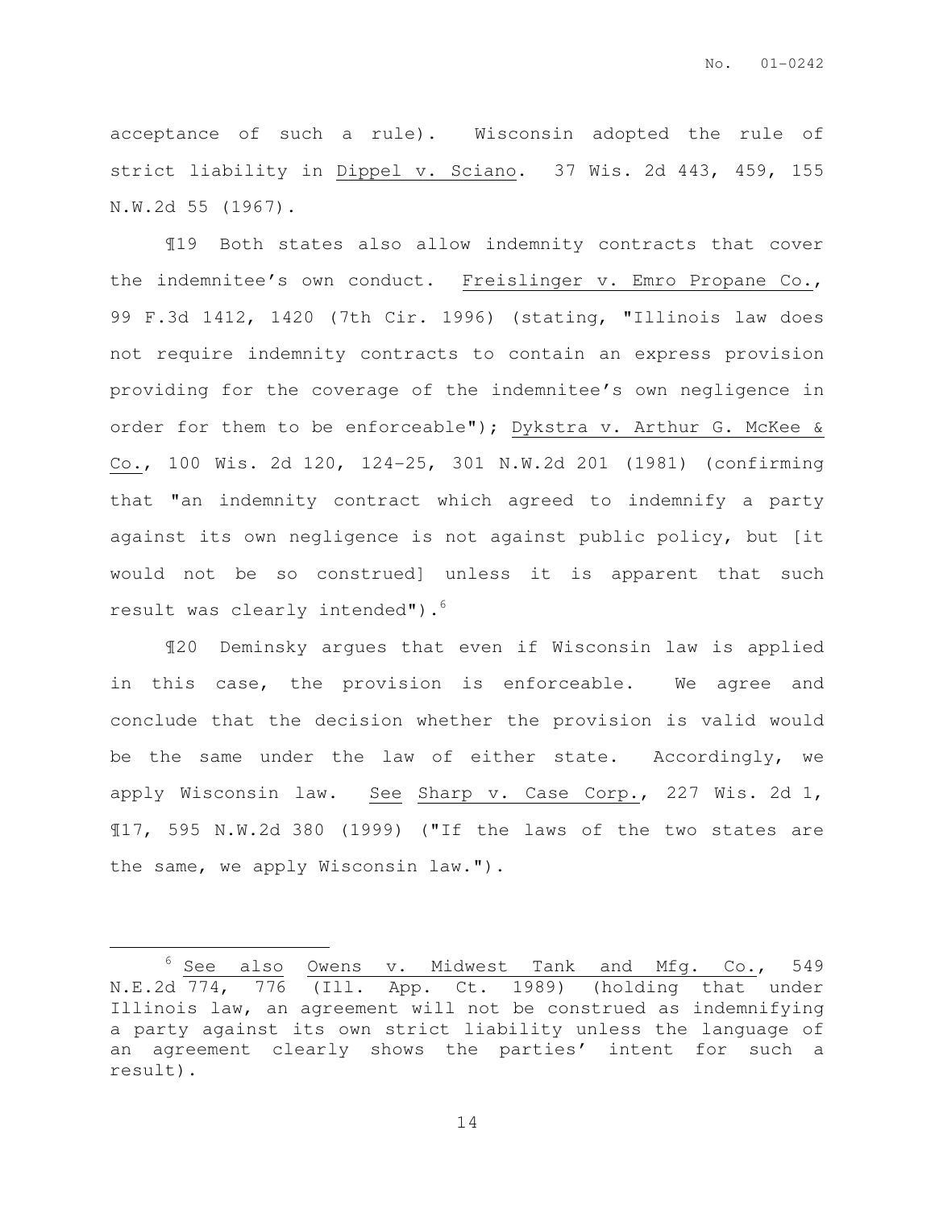acceptance of such a rule). Wisconsin adopted the rule of strict liability in Dippel v. Sciano. 37 Wis. 2d 443, 459, 155 N.W.2d 55 (1967).

¶19 Both states also allow indemnity contracts that cover the indemnitee's own conduct. Freislinger v. Emro Propane Co., 99 F.3d 1412, 1420 (7th Cir. 1996) (stating, "Illinois law does not require indemnity contracts to contain an express provision providing for the coverage of the indemnitee's own negligence in order for them to be enforceable"); Dykstra v. Arthur G. McKee & Co., 100 Wis. 2d 120, 124-25, 301 N.W.2d 201 (1981) (confirming that "an indemnity contract which agreed to indemnify a party against its own negligence is not against public policy, but [it would not be so construed] unless it is apparent that such result was clearly intended").[6]

¶20 Deminsky argues that even if Wisconsin law is applied in this case, the provision is enforceable. We agree and conclude that the decision whether the provision is valid would be the same under the law of either state. Accordingly, we apply Wisconsin law. See Sharp v. Case Corp., 227 Wis. 2d 1, ¶17, 595 N.W.2d 380 (1999) ("If the laws of the two states are the same, we apply Wisconsin law.").

---

[6] See also Owens v. Midwest Tank and Mfg. Co., 549 N.E.2d 774, 776 (Ill. App. Ct. 1989) (holding that under Illinois law, an agreement will not be construed as indemnifying a party against its own strict liability unless the language of an agreement clearly shows the parties' intent for such a result).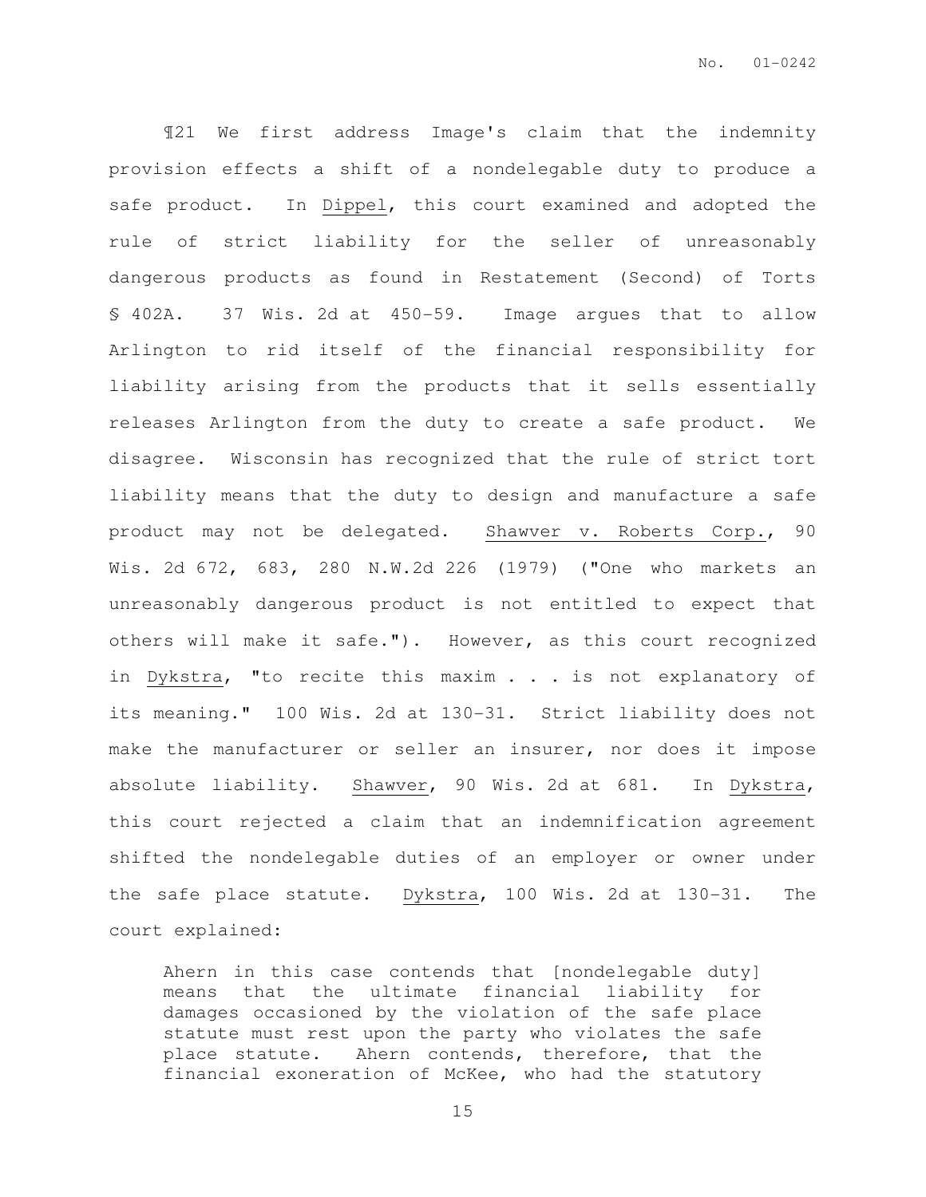¶21 We first address Image's claim that the indemnity provision effects a shift of a nondelegable duty to produce a safe product. In Dippel, this court examined and adopted the rule of strict liability for the seller of unreasonably dangerous products as found in Restatement (Second) of Torts § 402A. 37 Wis. 2d at 450-59. Image argues that to allow Arlington to rid itself of the financial responsibility for liability arising from the products that it sells essentially releases Arlington from the duty to create a safe product. We disagree. Wisconsin has recognized that the rule of strict tort liability means that the duty to design and manufacture a safe product may not be delegated. Shawver v. Roberts Corp., 90 Wis. 2d 672, 683, 280 N.W.2d 226 (1979) ("One who markets an unreasonably dangerous product is not entitled to expect that others will make it safe."). However, as this court recognized in Dykstra, "to recite this maxim . . . is not explanatory of its meaning." 100 Wis. 2d at 130-31. Strict liability does not make the manufacturer or seller an insurer, nor does it impose absolute liability. Shawver, 90 Wis. 2d at 681. In Dykstra, this court rejected a claim that an indemnification agreement shifted the nondelegable duties of an employer or owner under the safe place statute. Dykstra, 100 Wis. 2d at 130-31. The court explained:

> Ahern in this case contends that [nondelegable duty] means that the ultimate financial liability for damages occasioned by the violation of the safe place statute must rest upon the party who violates the safe place statute. Ahern contends, therefore, that the financial exoneration of McKee, who had the statutory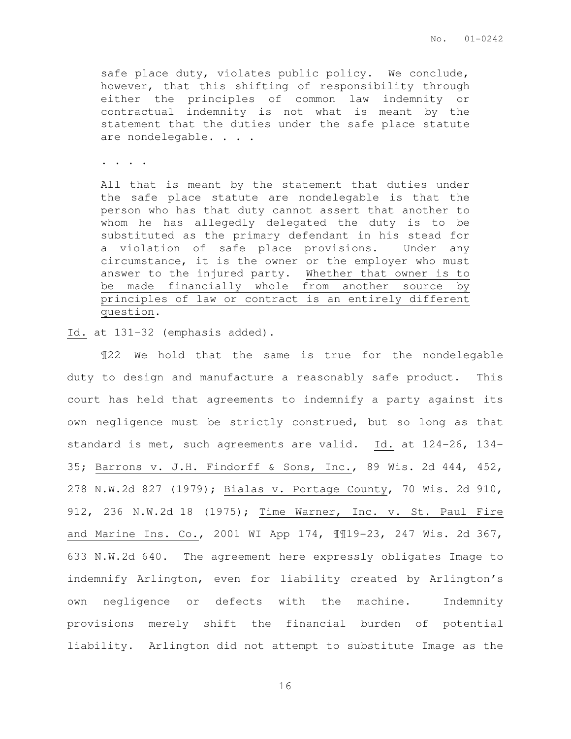> safe place duty, violates public policy. We conclude, however, that this shifting of responsibility through either the principles of common law indemnity or contractual indemnity is not what is meant by the statement that the duties under the safe place statute are nondelegable. . . .
>
> . . . .
>
> All that is meant by the statement that duties under the safe place statute are nondelegable is that the person who has that duty cannot assert that another to whom he has allegedly delegated the duty is to be substituted as the primary defendant in his stead for a violation of safe place provisions. Under any circumstance, it is the owner or the employer who must answer to the injured party. <u>Whether that owner is to be made financially whole from another source by principles of law or contract is an entirely different question</u>.

<u>Id.</u> at 131-32 (emphasis added).

¶22 We hold that the same is true for the nondelegable duty to design and manufacture a reasonably safe product. This court has held that agreements to indemnify a party against its own negligence must be strictly construed, but so long as that standard is met, such agreements are valid. <u>Id.</u> at 124-26, 134-35; <u>Barrons v. J.H. Findorff & Sons, Inc.</u>, 89 Wis. 2d 444, 452, 278 N.W.2d 827 (1979); <u>Bialas v. Portage County</u>, 70 Wis. 2d 910, 912, 236 N.W.2d 18 (1975); <u>Time Warner, Inc. v. St. Paul Fire and Marine Ins. Co.</u>, 2001 WI App 174, ¶¶19-23, 247 Wis. 2d 367, 633 N.W.2d 640. The agreement here expressly obligates Image to indemnify Arlington, even for liability created by Arlington's own negligence or defects with the machine. Indemnity provisions merely shift the financial burden of potential liability. Arlington did not attempt to substitute Image as the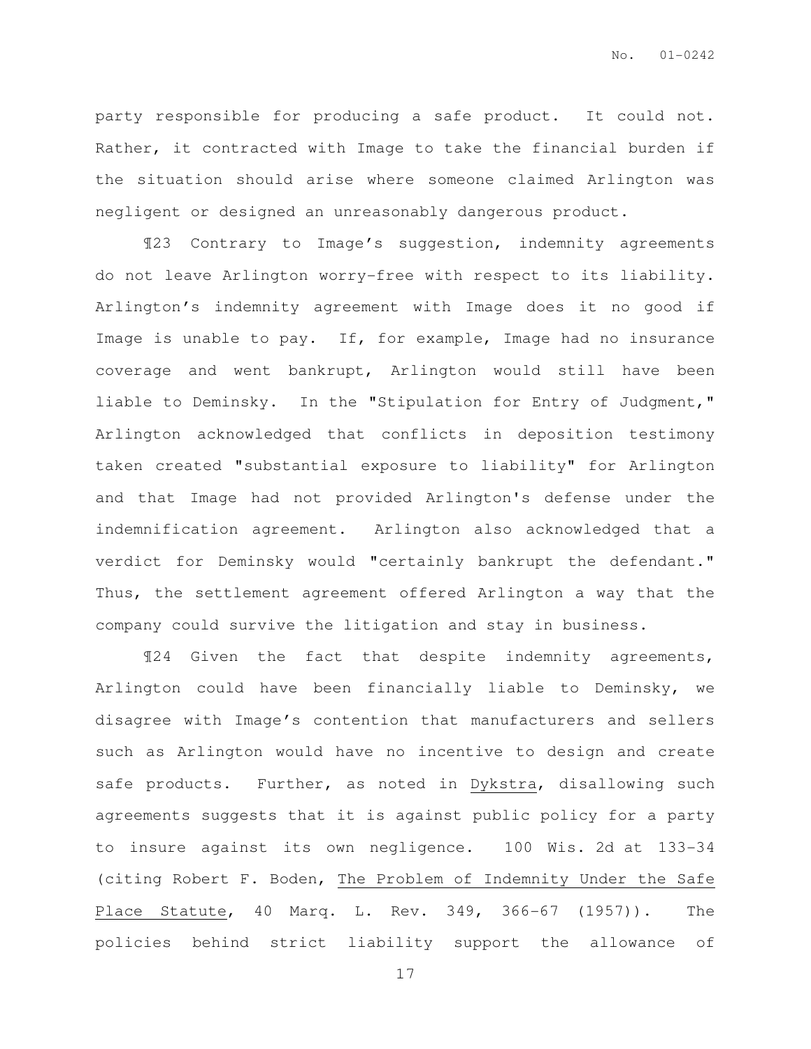party responsible for producing a safe product. It could not. Rather, it contracted with Image to take the financial burden if the situation should arise where someone claimed Arlington was negligent or designed an unreasonably dangerous product.

¶23 Contrary to Image's suggestion, indemnity agreements do not leave Arlington worry-free with respect to its liability. Arlington's indemnity agreement with Image does it no good if Image is unable to pay. If, for example, Image had no insurance coverage and went bankrupt, Arlington would still have been liable to Deminsky. In the "Stipulation for Entry of Judgment," Arlington acknowledged that conflicts in deposition testimony taken created "substantial exposure to liability" for Arlington and that Image had not provided Arlington's defense under the indemnification agreement. Arlington also acknowledged that a verdict for Deminsky would "certainly bankrupt the defendant." Thus, the settlement agreement offered Arlington a way that the company could survive the litigation and stay in business.

¶24 Given the fact that despite indemnity agreements, Arlington could have been financially liable to Deminsky, we disagree with Image's contention that manufacturers and sellers such as Arlington would have no incentive to design and create safe products. Further, as noted in Dykstra, disallowing such agreements suggests that it is against public policy for a party to insure against its own negligence. 100 Wis. 2d at 133-34 (citing Robert F. Boden, The Problem of Indemnity Under the Safe Place Statute, 40 Marq. L. Rev. 349, 366-67 (1957)). The policies behind strict liability support the allowance of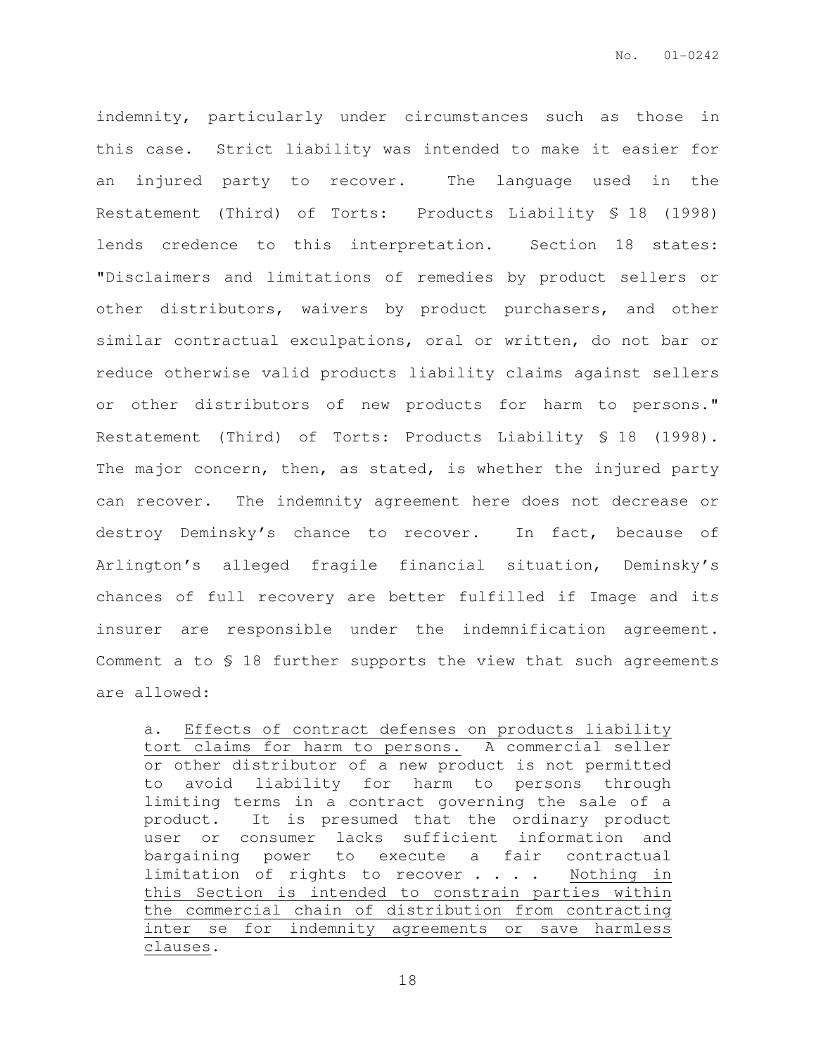indemnity, particularly under circumstances such as those in this case. Strict liability was intended to make it easier for an injured party to recover. The language used in the Restatement (Third) of Torts: Products Liability § 18 (1998) lends credence to this interpretation. Section 18 states: "Disclaimers and limitations of remedies by product sellers or other distributors, waivers by product purchasers, and other similar contractual exculpations, oral or written, do not bar or reduce otherwise valid products liability claims against sellers or other distributors of new products for harm to persons." Restatement (Third) of Torts: Products Liability § 18 (1998). The major concern, then, as stated, is whether the injured party can recover. The indemnity agreement here does not decrease or destroy Deminsky's chance to recover. In fact, because of Arlington's alleged fragile financial situation, Deminsky's chances of full recovery are better fulfilled if Image and its insurer are responsible under the indemnification agreement. Comment a to § 18 further supports the view that such agreements are allowed:

> a. <u>Effects of contract defenses on products liability tort claims for harm to persons.</u> A commercial seller or other distributor of a new product is not permitted to avoid liability for harm to persons through limiting terms in a contract governing the sale of a product. It is presumed that the ordinary product user or consumer lacks sufficient information and bargaining power to execute a fair contractual limitation of rights to recover . . . . <u>Nothing in this Section is intended to constrain parties within the commercial chain of distribution from contracting inter se for indemnity agreements or save harmless clauses</u>.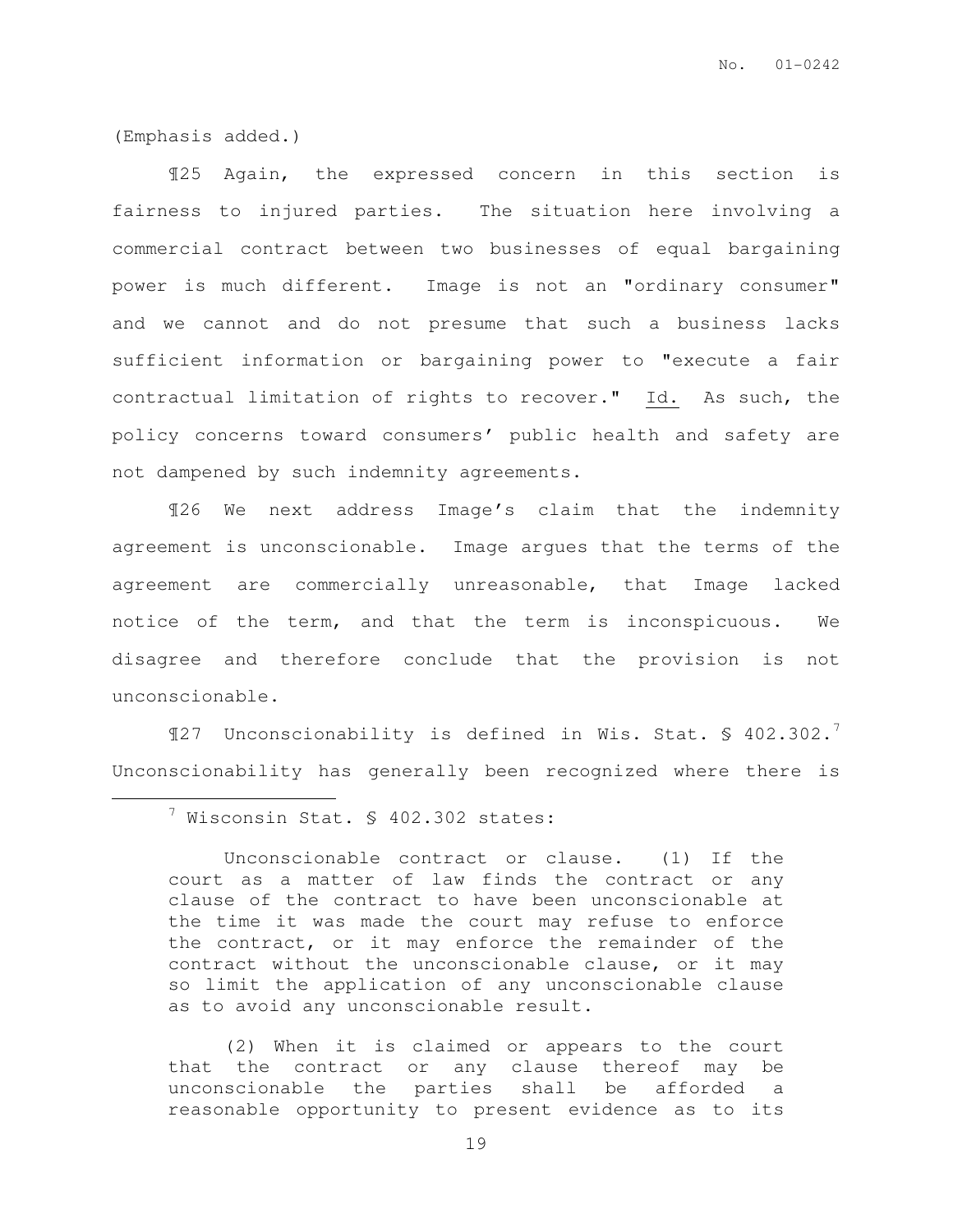(Emphasis added.)

¶25 Again, the expressed concern in this section is fairness to injured parties. The situation here involving a commercial contract between two businesses of equal bargaining power is much different. Image is not an "ordinary consumer" and we cannot and do not presume that such a business lacks sufficient information or bargaining power to "execute a fair contractual limitation of rights to recover." Id. As such, the policy concerns toward consumers' public health and safety are not dampened by such indemnity agreements.

¶26 We next address Image's claim that the indemnity agreement is unconscionable. Image argues that the terms of the agreement are commercially unreasonable, that Image lacked notice of the term, and that the term is inconspicuous. We disagree and therefore conclude that the provision is not unconscionable.

¶27 Unconscionability is defined in Wis. Stat. § 402.302.[7] Unconscionability has generally been recognized where there is

---

[7] Wisconsin Stat. § 402.302 states:

> Unconscionable contract or clause. (1) If the court as a matter of law finds the contract or any clause of the contract to have been unconscionable at the time it was made the court may refuse to enforce the contract, or it may enforce the remainder of the contract without the unconscionable clause, or it may so limit the application of any unconscionable clause as to avoid any unconscionable result.
>
> (2) When it is claimed or appears to the court that the contract or any clause thereof may be unconscionable the parties shall be afforded a reasonable opportunity to present evidence as to its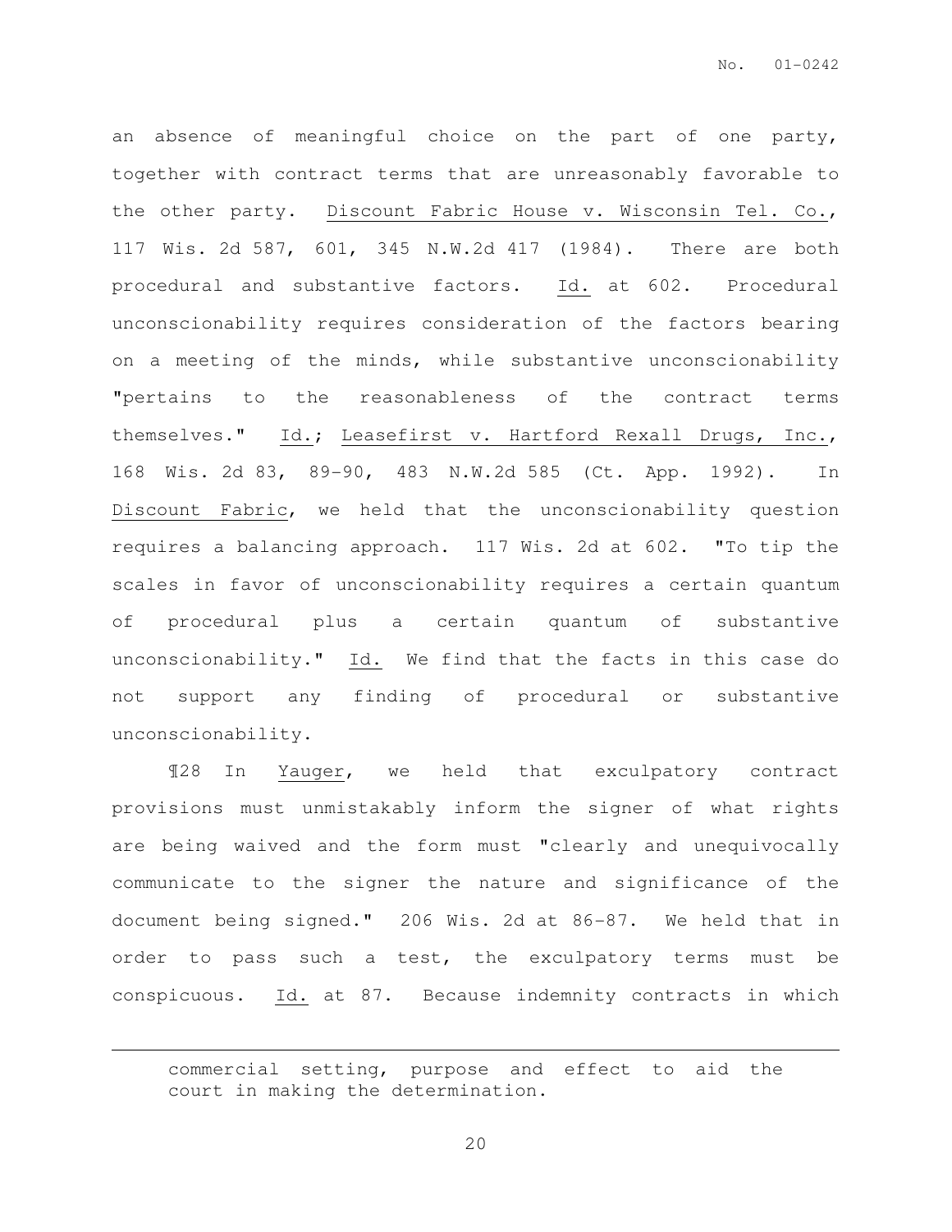an absence of meaningful choice on the part of one party, together with contract terms that are unreasonably favorable to the other party. Discount Fabric House v. Wisconsin Tel. Co., 117 Wis. 2d 587, 601, 345 N.W.2d 417 (1984). There are both procedural and substantive factors. Id. at 602. Procedural unconscionability requires consideration of the factors bearing on a meeting of the minds, while substantive unconscionability "pertains to the reasonableness of the contract terms themselves." Id.; Leasefirst v. Hartford Rexall Drugs, Inc., 168 Wis. 2d 83, 89-90, 483 N.W.2d 585 (Ct. App. 1992). In Discount Fabric, we held that the unconscionability question requires a balancing approach. 117 Wis. 2d at 602. "To tip the scales in favor of unconscionability requires a certain quantum of procedural plus a certain quantum of substantive unconscionability." Id. We find that the facts in this case do not support any finding of procedural or substantive unconscionability.

¶28 In Yauger, we held that exculpatory contract provisions must unmistakably inform the signer of what rights are being waived and the form must "clearly and unequivocally communicate to the signer the nature and significance of the document being signed." 206 Wis. 2d at 86-87. We held that in order to pass such a test, the exculpatory terms must be conspicuous. Id. at 87. Because indemnity contracts in which

---

commercial setting, purpose and effect to aid the court in making the determination.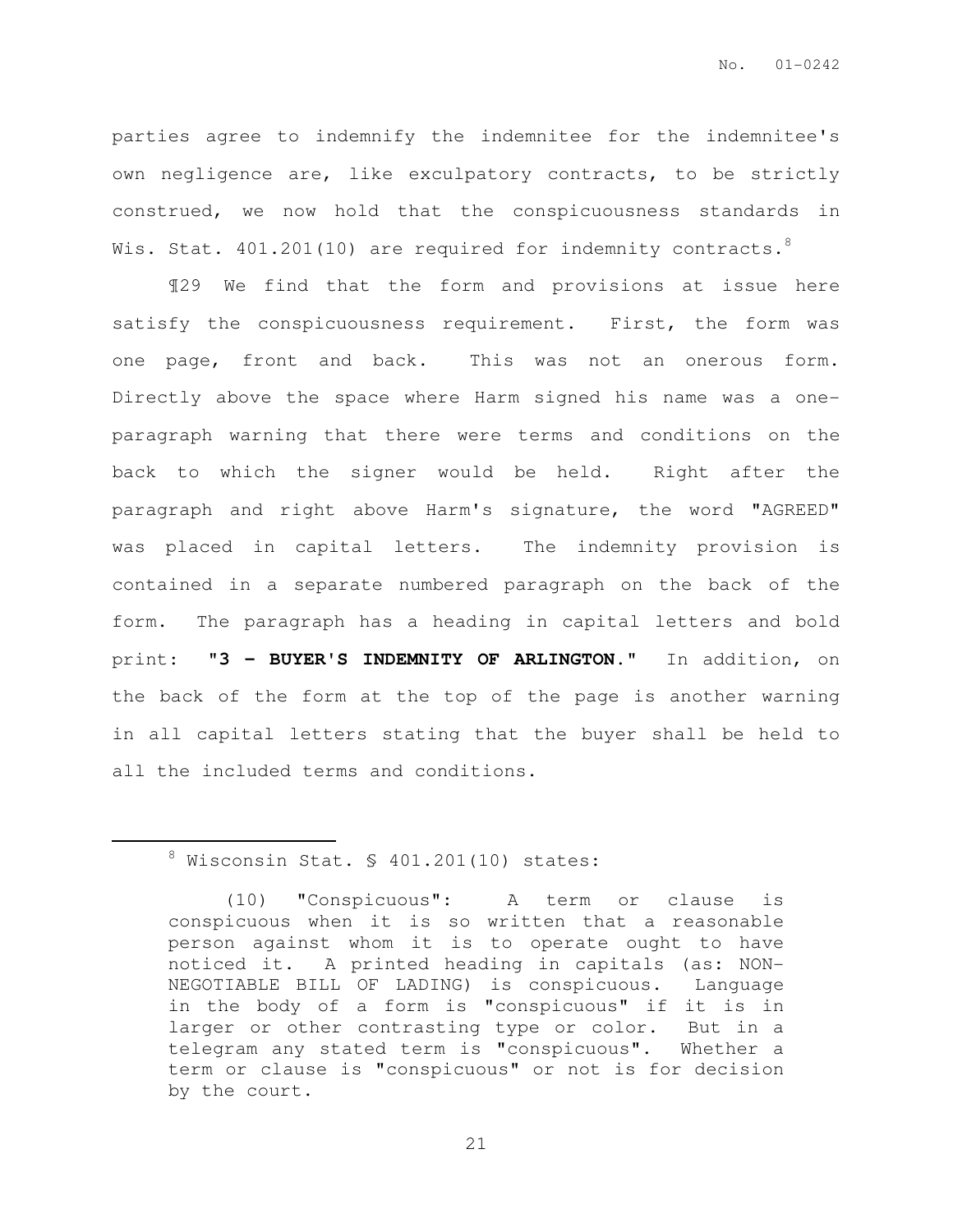parties agree to indemnify the indemnitee for the indemnitee's own negligence are, like exculpatory contracts, to be strictly construed, we now hold that the conspicuousness standards in Wis. Stat. 401.201(10) are required for indemnity contracts.[8]

¶29 We find that the form and provisions at issue here satisfy the conspicuousness requirement. First, the form was one page, front and back. This was not an onerous form. Directly above the space where Harm signed his name was a one-paragraph warning that there were terms and conditions on the back to which the signer would be held. Right after the paragraph and right above Harm's signature, the word "AGREED" was placed in capital letters. The indemnity provision is contained in a separate numbered paragraph on the back of the form. The paragraph has a heading in capital letters and bold print: "**3 – BUYER'S INDEMNITY OF ARLINGTON.**" In addition, on the back of the form at the top of the page is another warning in all capital letters stating that the buyer shall be held to all the included terms and conditions.

---

[8] Wisconsin Stat. § 401.201(10) states:

> (10) "Conspicuous": A term or clause is conspicuous when it is so written that a reasonable person against whom it is to operate ought to have noticed it. A printed heading in capitals (as: NON-NEGOTIABLE BILL OF LADING) is conspicuous. Language in the body of a form is "conspicuous" if it is in larger or other contrasting type or color. But in a telegram any stated term is "conspicuous". Whether a term or clause is "conspicuous" or not is for decision by the court.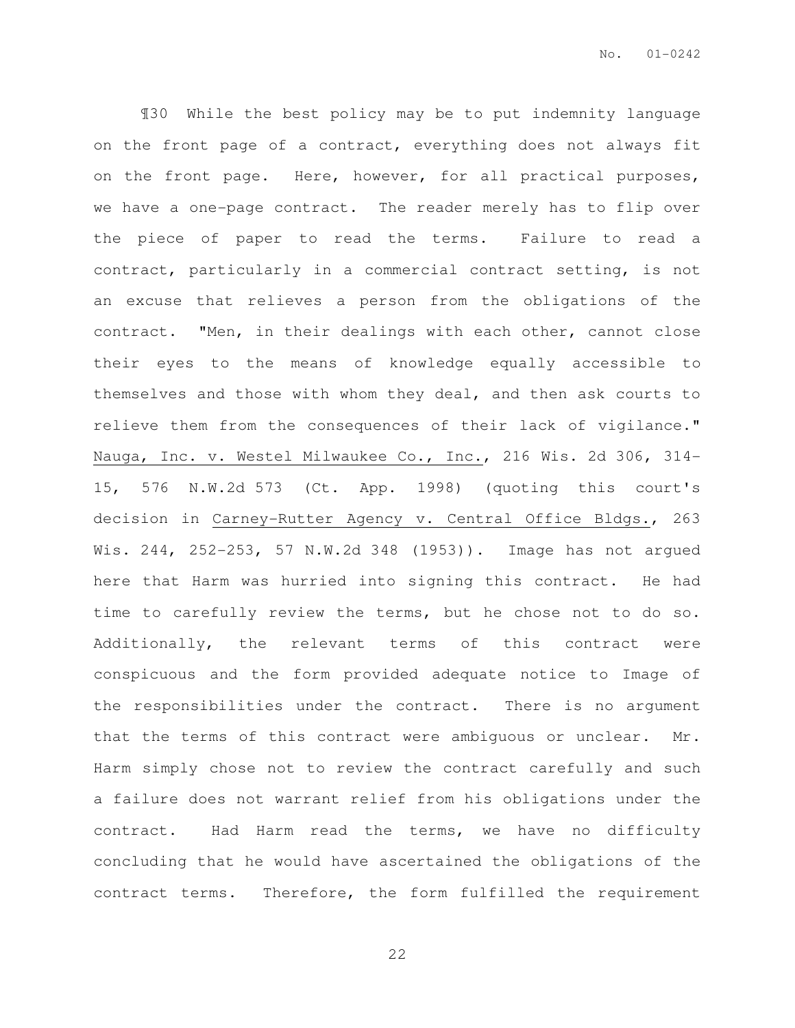¶30 While the best policy may be to put indemnity language on the front page of a contract, everything does not always fit on the front page. Here, however, for all practical purposes, we have a one-page contract. The reader merely has to flip over the piece of paper to read the terms. Failure to read a contract, particularly in a commercial contract setting, is not an excuse that relieves a person from the obligations of the contract. "Men, in their dealings with each other, cannot close their eyes to the means of knowledge equally accessible to themselves and those with whom they deal, and then ask courts to relieve them from the consequences of their lack of vigilance." Nauga, Inc. v. Westel Milwaukee Co., Inc., 216 Wis. 2d 306, 314-15, 576 N.W.2d 573 (Ct. App. 1998) (quoting this court's decision in Carney-Rutter Agency v. Central Office Bldgs., 263 Wis. 244, 252-253, 57 N.W.2d 348 (1953)). Image has not argued here that Harm was hurried into signing this contract. He had time to carefully review the terms, but he chose not to do so. Additionally, the relevant terms of this contract were conspicuous and the form provided adequate notice to Image of the responsibilities under the contract. There is no argument that the terms of this contract were ambiguous or unclear. Mr. Harm simply chose not to review the contract carefully and such a failure does not warrant relief from his obligations under the contract. Had Harm read the terms, we have no difficulty concluding that he would have ascertained the obligations of the contract terms. Therefore, the form fulfilled the requirement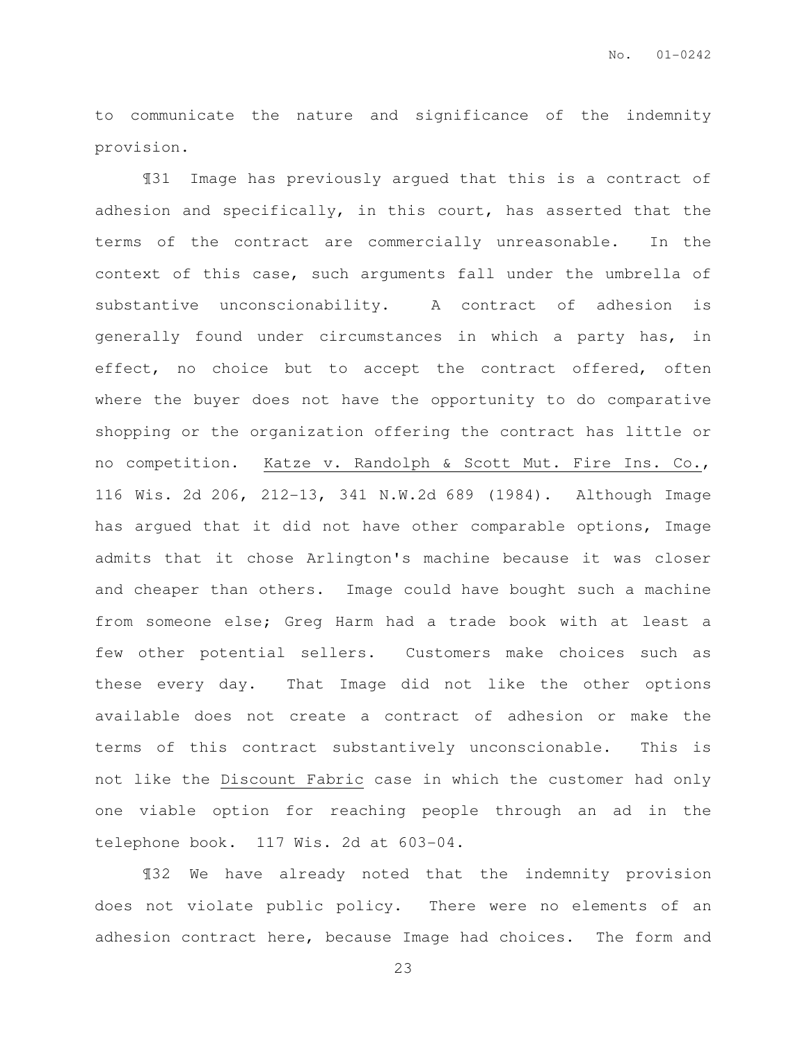to communicate the nature and significance of the indemnity provision.

¶31 Image has previously argued that this is a contract of adhesion and specifically, in this court, has asserted that the terms of the contract are commercially unreasonable. In the context of this case, such arguments fall under the umbrella of substantive unconscionability. A contract of adhesion is generally found under circumstances in which a party has, in effect, no choice but to accept the contract offered, often where the buyer does not have the opportunity to do comparative shopping or the organization offering the contract has little or no competition. Katze v. Randolph & Scott Mut. Fire Ins. Co., 116 Wis. 2d 206, 212-13, 341 N.W.2d 689 (1984). Although Image has argued that it did not have other comparable options, Image admits that it chose Arlington's machine because it was closer and cheaper than others. Image could have bought such a machine from someone else; Greg Harm had a trade book with at least a few other potential sellers. Customers make choices such as these every day. That Image did not like the other options available does not create a contract of adhesion or make the terms of this contract substantively unconscionable. This is not like the Discount Fabric case in which the customer had only one viable option for reaching people through an ad in the telephone book. 117 Wis. 2d at 603-04.

¶32 We have already noted that the indemnity provision does not violate public policy. There were no elements of an adhesion contract here, because Image had choices. The form and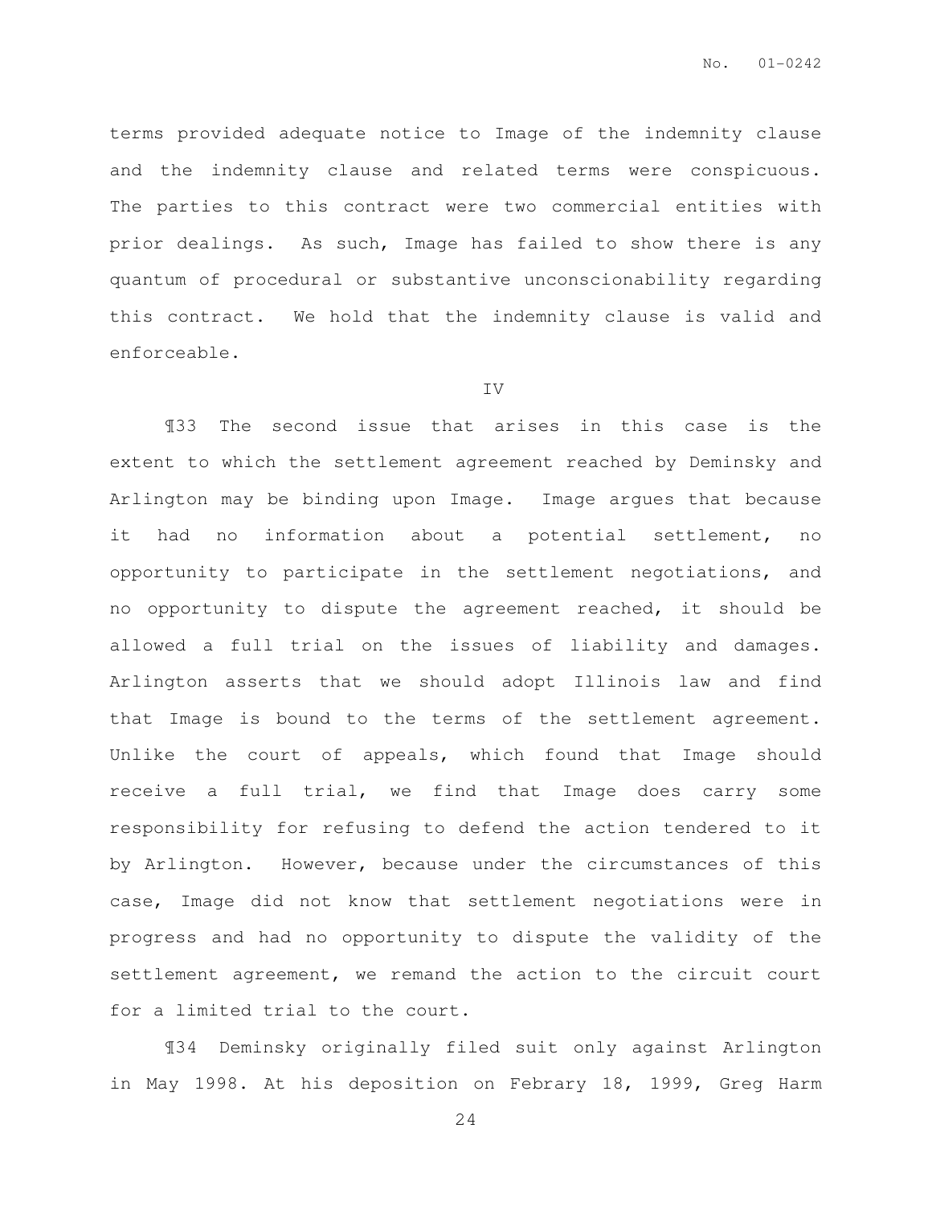terms provided adequate notice to Image of the indemnity clause and the indemnity clause and related terms were conspicuous. The parties to this contract were two commercial entities with prior dealings. As such, Image has failed to show there is any quantum of procedural or substantive unconscionability regarding this contract. We hold that the indemnity clause is valid and enforceable.

IV

¶33 The second issue that arises in this case is the extent to which the settlement agreement reached by Deminsky and Arlington may be binding upon Image. Image argues that because it had no information about a potential settlement, no opportunity to participate in the settlement negotiations, and no opportunity to dispute the agreement reached, it should be allowed a full trial on the issues of liability and damages. Arlington asserts that we should adopt Illinois law and find that Image is bound to the terms of the settlement agreement. Unlike the court of appeals, which found that Image should receive a full trial, we find that Image does carry some responsibility for refusing to defend the action tendered to it by Arlington. However, because under the circumstances of this case, Image did not know that settlement negotiations were in progress and had no opportunity to dispute the validity of the settlement agreement, we remand the action to the circuit court for a limited trial to the court.

¶34 Deminsky originally filed suit only against Arlington in May 1998. At his deposition on Febrary 18, 1999, Greg Harm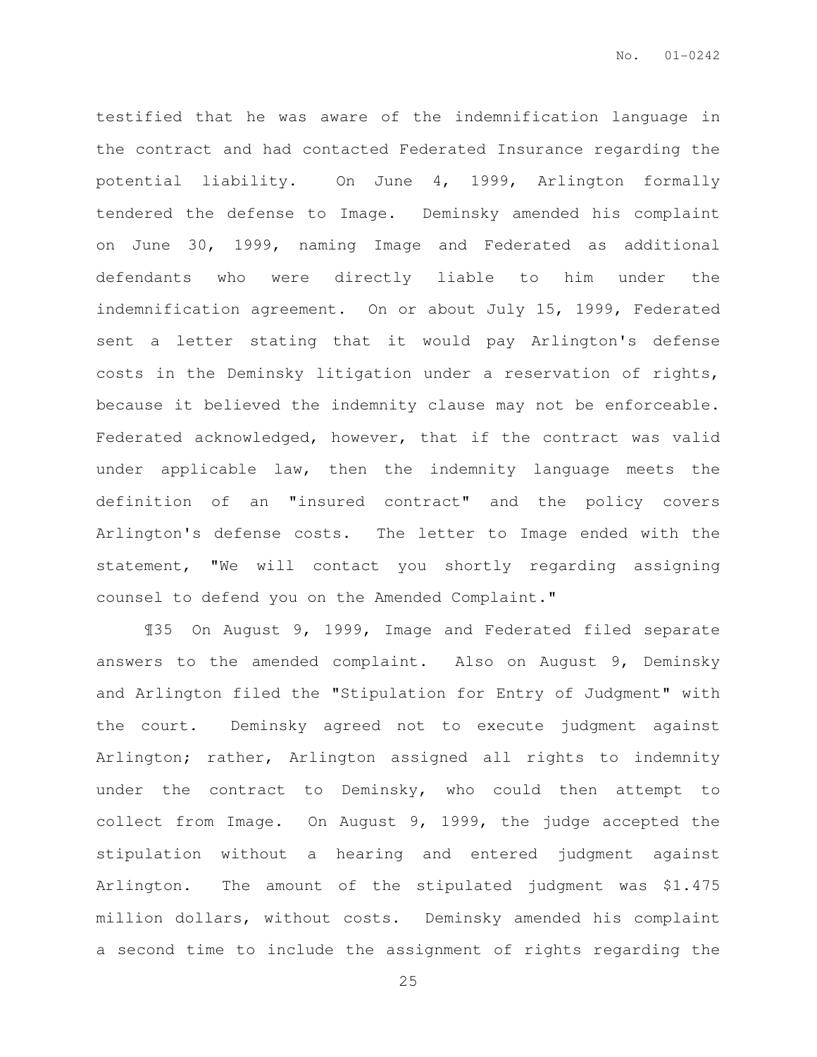testified that he was aware of the indemnification language in the contract and had contacted Federated Insurance regarding the potential liability. On June 4, 1999, Arlington formally tendered the defense to Image. Deminsky amended his complaint on June 30, 1999, naming Image and Federated as additional defendants who were directly liable to him under the indemnification agreement. On or about July 15, 1999, Federated sent a letter stating that it would pay Arlington's defense costs in the Deminsky litigation under a reservation of rights, because it believed the indemnity clause may not be enforceable. Federated acknowledged, however, that if the contract was valid under applicable law, then the indemnity language meets the definition of an "insured contract" and the policy covers Arlington's defense costs. The letter to Image ended with the statement, "We will contact you shortly regarding assigning counsel to defend you on the Amended Complaint."

¶35 On August 9, 1999, Image and Federated filed separate answers to the amended complaint. Also on August 9, Deminsky and Arlington filed the "Stipulation for Entry of Judgment" with the court. Deminsky agreed not to execute judgment against Arlington; rather, Arlington assigned all rights to indemnity under the contract to Deminsky, who could then attempt to collect from Image. On August 9, 1999, the judge accepted the stipulation without a hearing and entered judgment against Arlington. The amount of the stipulated judgment was $1.475 million dollars, without costs. Deminsky amended his complaint a second time to include the assignment of rights regarding the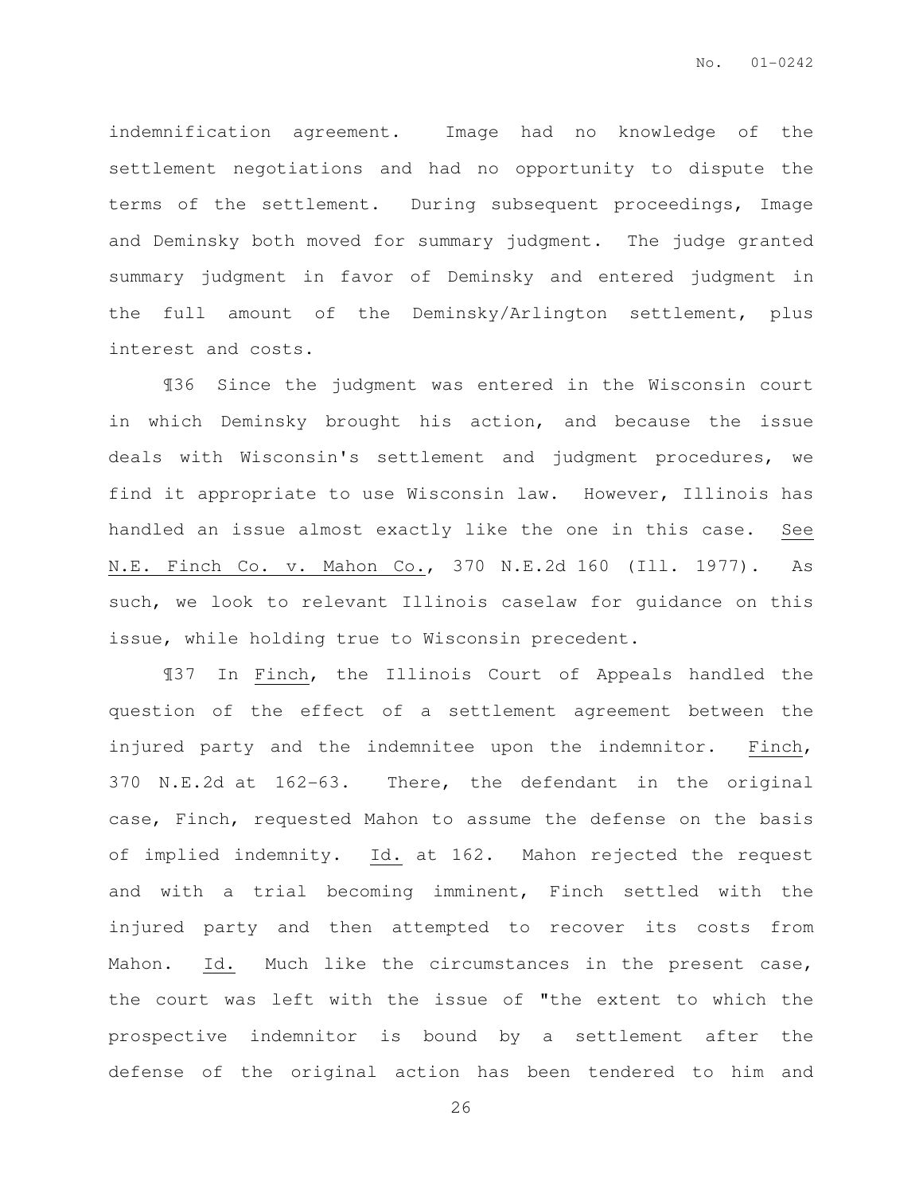indemnification agreement. Image had no knowledge of the settlement negotiations and had no opportunity to dispute the terms of the settlement. During subsequent proceedings, Image and Deminsky both moved for summary judgment. The judge granted summary judgment in favor of Deminsky and entered judgment in the full amount of the Deminsky/Arlington settlement, plus interest and costs.

¶36 Since the judgment was entered in the Wisconsin court in which Deminsky brought his action, and because the issue deals with Wisconsin's settlement and judgment procedures, we find it appropriate to use Wisconsin law. However, Illinois has handled an issue almost exactly like the one in this case. See N.E. Finch Co. v. Mahon Co., 370 N.E.2d 160 (Ill. 1977). As such, we look to relevant Illinois caselaw for guidance on this issue, while holding true to Wisconsin precedent.

¶37 In Finch, the Illinois Court of Appeals handled the question of the effect of a settlement agreement between the injured party and the indemnitee upon the indemnitor. Finch, 370 N.E.2d at 162-63. There, the defendant in the original case, Finch, requested Mahon to assume the defense on the basis of implied indemnity. Id. at 162. Mahon rejected the request and with a trial becoming imminent, Finch settled with the injured party and then attempted to recover its costs from Mahon. Id. Much like the circumstances in the present case, the court was left with the issue of "the extent to which the prospective indemnitor is bound by a settlement after the defense of the original action has been tendered to him and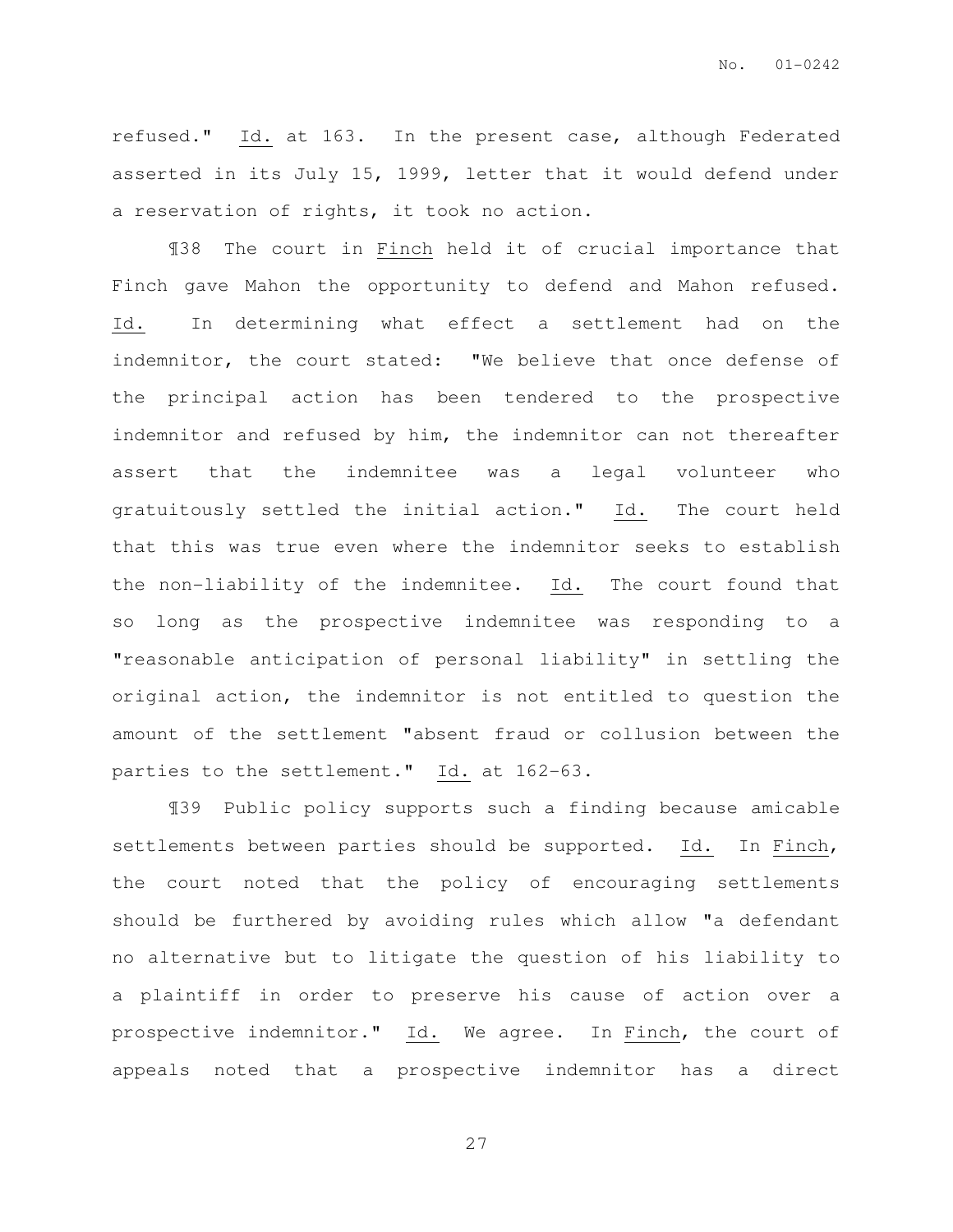refused." Id. at 163. In the present case, although Federated asserted in its July 15, 1999, letter that it would defend under a reservation of rights, it took no action.

¶38 The court in Finch held it of crucial importance that Finch gave Mahon the opportunity to defend and Mahon refused. Id. In determining what effect a settlement had on the indemnitor, the court stated: "We believe that once defense of the principal action has been tendered to the prospective indemnitor and refused by him, the indemnitor can not thereafter assert that the indemnitee was a legal volunteer who gratuitously settled the initial action." Id. The court held that this was true even where the indemnitor seeks to establish the non-liability of the indemnitee. Id. The court found that so long as the prospective indemnitee was responding to a "reasonable anticipation of personal liability" in settling the original action, the indemnitor is not entitled to question the amount of the settlement "absent fraud or collusion between the parties to the settlement." Id. at 162-63.

¶39 Public policy supports such a finding because amicable settlements between parties should be supported. Id. In Finch, the court noted that the policy of encouraging settlements should be furthered by avoiding rules which allow "a defendant no alternative but to litigate the question of his liability to a plaintiff in order to preserve his cause of action over a prospective indemnitor." Id. We agree. In Finch, the court of appeals noted that a prospective indemnitor has a direct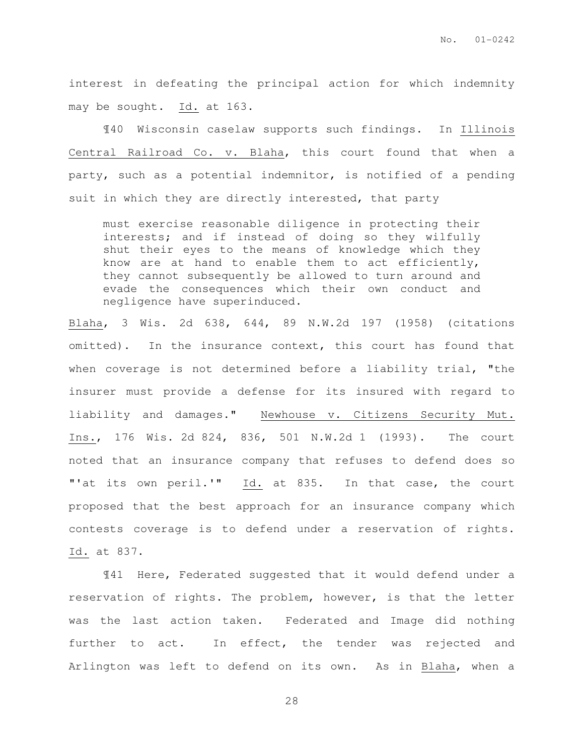interest in defeating the principal action for which indemnity may be sought. Id. at 163.

¶40 Wisconsin caselaw supports such findings. In Illinois Central Railroad Co. v. Blaha, this court found that when a party, such as a potential indemnitor, is notified of a pending suit in which they are directly interested, that party

> must exercise reasonable diligence in protecting their interests; and if instead of doing so they wilfully shut their eyes to the means of knowledge which they know are at hand to enable them to act efficiently, they cannot subsequently be allowed to turn around and evade the consequences which their own conduct and negligence have superinduced.

Blaha, 3 Wis. 2d 638, 644, 89 N.W.2d 197 (1958) (citations omitted). In the insurance context, this court has found that when coverage is not determined before a liability trial, "the insurer must provide a defense for its insured with regard to liability and damages." Newhouse v. Citizens Security Mut. Ins., 176 Wis. 2d 824, 836, 501 N.W.2d 1 (1993). The court noted that an insurance company that refuses to defend does so "'at its own peril.'" Id. at 835. In that case, the court proposed that the best approach for an insurance company which contests coverage is to defend under a reservation of rights. Id. at 837.

¶41 Here, Federated suggested that it would defend under a reservation of rights. The problem, however, is that the letter was the last action taken. Federated and Image did nothing further to act. In effect, the tender was rejected and Arlington was left to defend on its own. As in Blaha, when a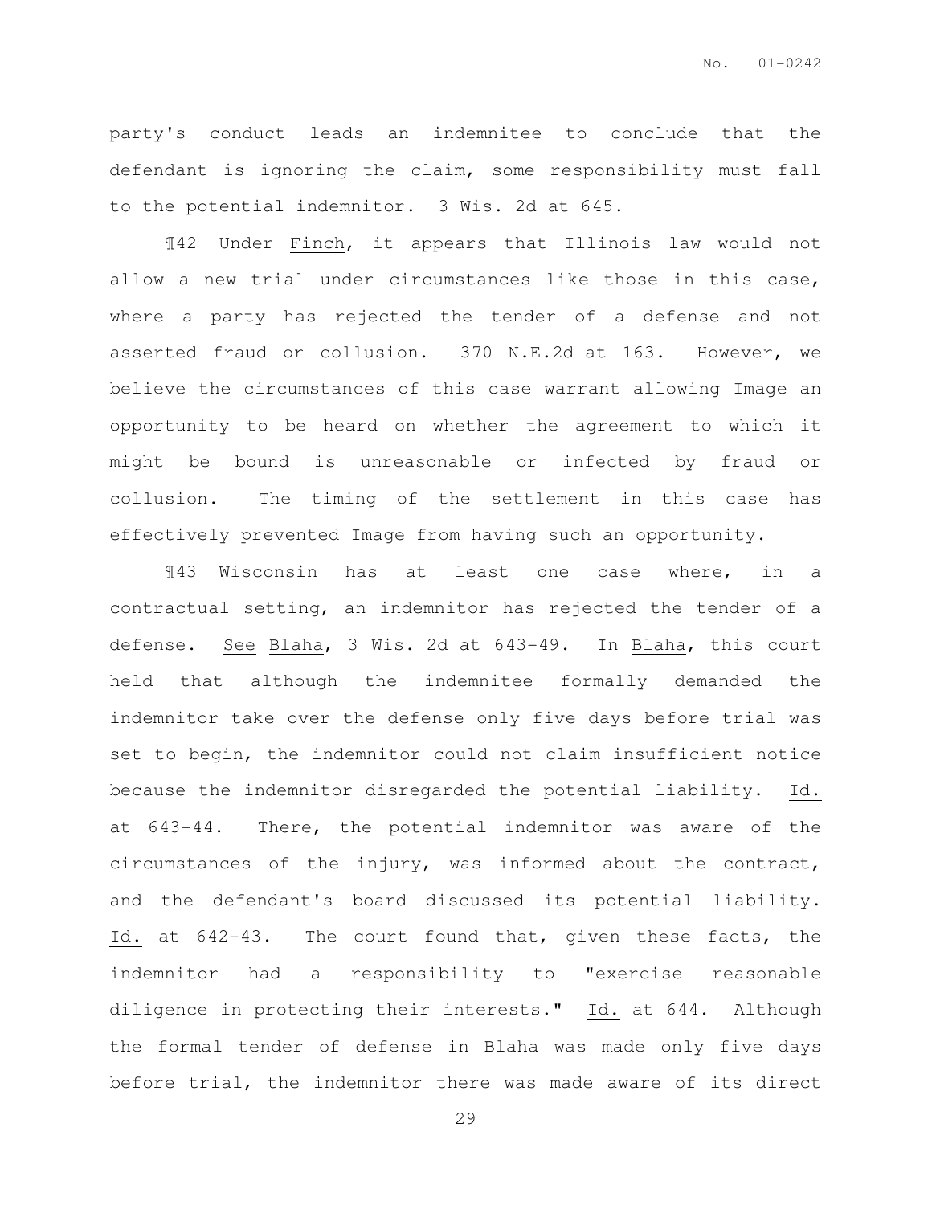party's conduct leads an indemnitee to conclude that the defendant is ignoring the claim, some responsibility must fall to the potential indemnitor. 3 Wis. 2d at 645.

¶42 Under _Finch_, it appears that Illinois law would not allow a new trial under circumstances like those in this case, where a party has rejected the tender of a defense and not asserted fraud or collusion. 370 N.E.2d at 163. However, we believe the circumstances of this case warrant allowing Image an opportunity to be heard on whether the agreement to which it might be bound is unreasonable or infected by fraud or collusion. The timing of the settlement in this case has effectively prevented Image from having such an opportunity.

¶43 Wisconsin has at least one case where, in a contractual setting, an indemnitor has rejected the tender of a defense. _See_ _Blaha_, 3 Wis. 2d at 643-49. In _Blaha_, this court held that although the indemnitee formally demanded the indemnitor take over the defense only five days before trial was set to begin, the indemnitor could not claim insufficient notice because the indemnitor disregarded the potential liability. _Id._ at 643-44. There, the potential indemnitor was aware of the circumstances of the injury, was informed about the contract, and the defendant's board discussed its potential liability. _Id._ at 642-43. The court found that, given these facts, the indemnitor had a responsibility to "exercise reasonable diligence in protecting their interests." _Id._ at 644. Although the formal tender of defense in _Blaha_ was made only five days before trial, the indemnitor there was made aware of its direct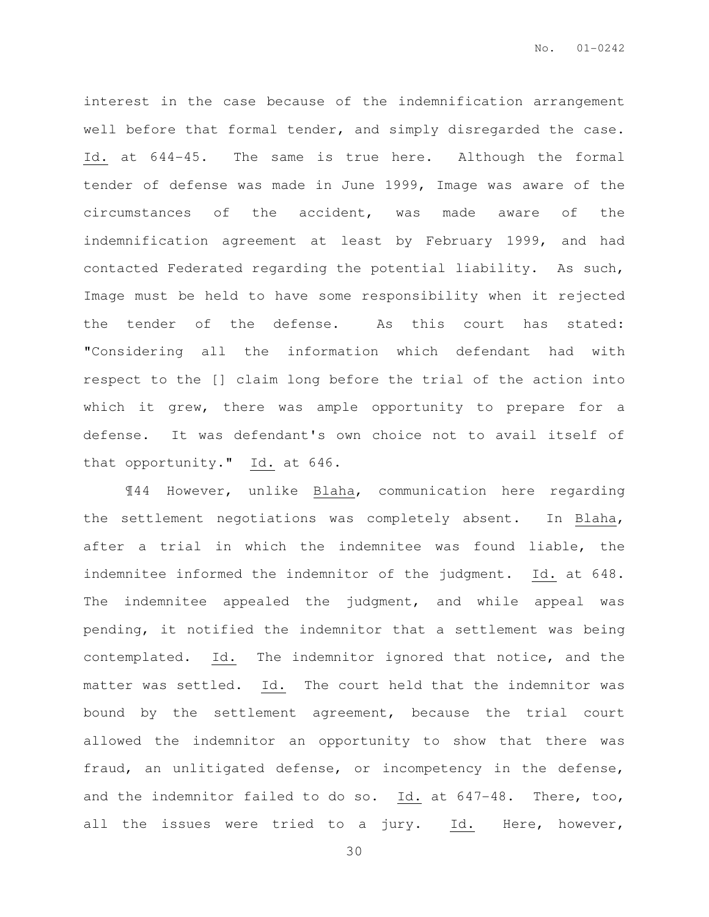interest in the case because of the indemnification arrangement well before that formal tender, and simply disregarded the case. _Id._ at 644-45. The same is true here. Although the formal tender of defense was made in June 1999, Image was aware of the circumstances of the accident, was made aware of the indemnification agreement at least by February 1999, and had contacted Federated regarding the potential liability. As such, Image must be held to have some responsibility when it rejected the tender of the defense. As this court has stated: "Considering all the information which defendant had with respect to the [] claim long before the trial of the action into which it grew, there was ample opportunity to prepare for a defense. It was defendant's own choice not to avail itself of that opportunity." _Id._ at 646.

¶44 However, unlike _Blaha_, communication here regarding the settlement negotiations was completely absent. In _Blaha_, after a trial in which the indemnitee was found liable, the indemnitee informed the indemnitor of the judgment. _Id._ at 648. The indemnitee appealed the judgment, and while appeal was pending, it notified the indemnitor that a settlement was being contemplated. _Id._ The indemnitor ignored that notice, and the matter was settled. _Id._ The court held that the indemnitor was bound by the settlement agreement, because the trial court allowed the indemnitor an opportunity to show that there was fraud, an unlitigated defense, or incompetency in the defense, and the indemnitor failed to do so. _Id._ at 647-48. There, too, all the issues were tried to a jury. _Id._ Here, however,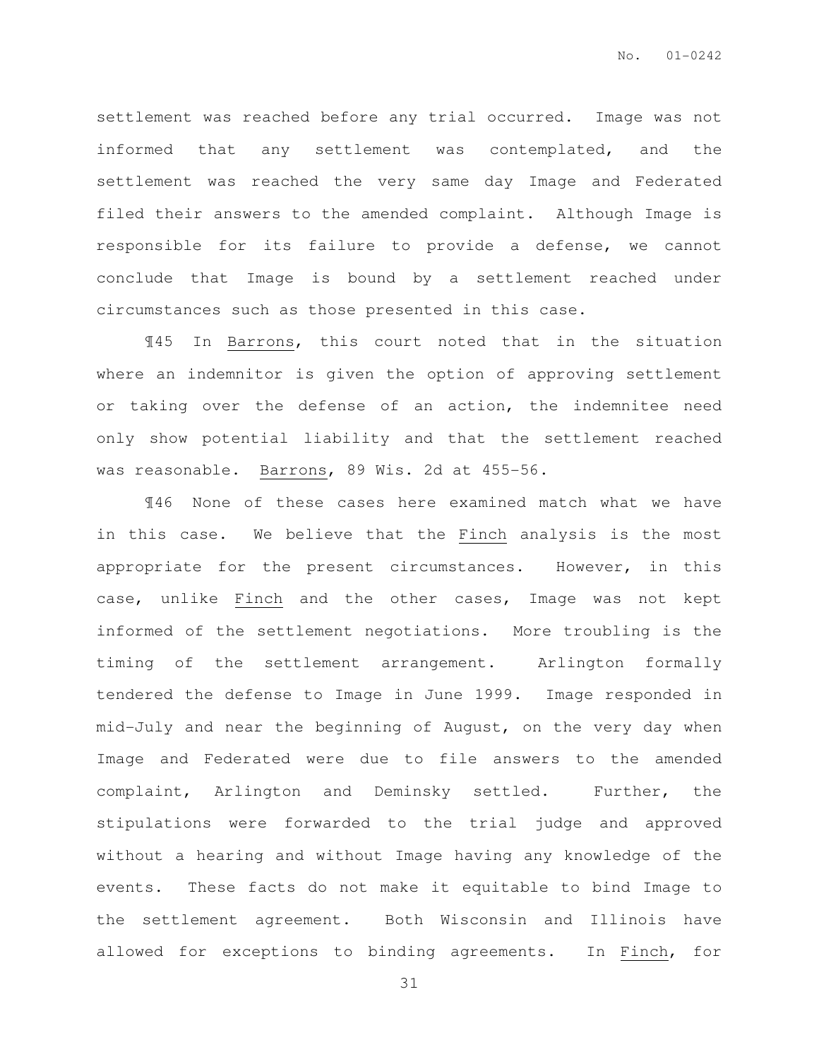settlement was reached before any trial occurred. Image was not informed that any settlement was contemplated, and the settlement was reached the very same day Image and Federated filed their answers to the amended complaint. Although Image is responsible for its failure to provide a defense, we cannot conclude that Image is bound by a settlement reached under circumstances such as those presented in this case.

¶45 In Barrons, this court noted that in the situation where an indemnitor is given the option of approving settlement or taking over the defense of an action, the indemnitee need only show potential liability and that the settlement reached was reasonable. Barrons, 89 Wis. 2d at 455-56.

¶46 None of these cases here examined match what we have in this case. We believe that the Finch analysis is the most appropriate for the present circumstances. However, in this case, unlike Finch and the other cases, Image was not kept informed of the settlement negotiations. More troubling is the timing of the settlement arrangement. Arlington formally tendered the defense to Image in June 1999. Image responded in mid-July and near the beginning of August, on the very day when Image and Federated were due to file answers to the amended complaint, Arlington and Deminsky settled. Further, the stipulations were forwarded to the trial judge and approved without a hearing and without Image having any knowledge of the events. These facts do not make it equitable to bind Image to the settlement agreement. Both Wisconsin and Illinois have allowed for exceptions to binding agreements. In Finch, for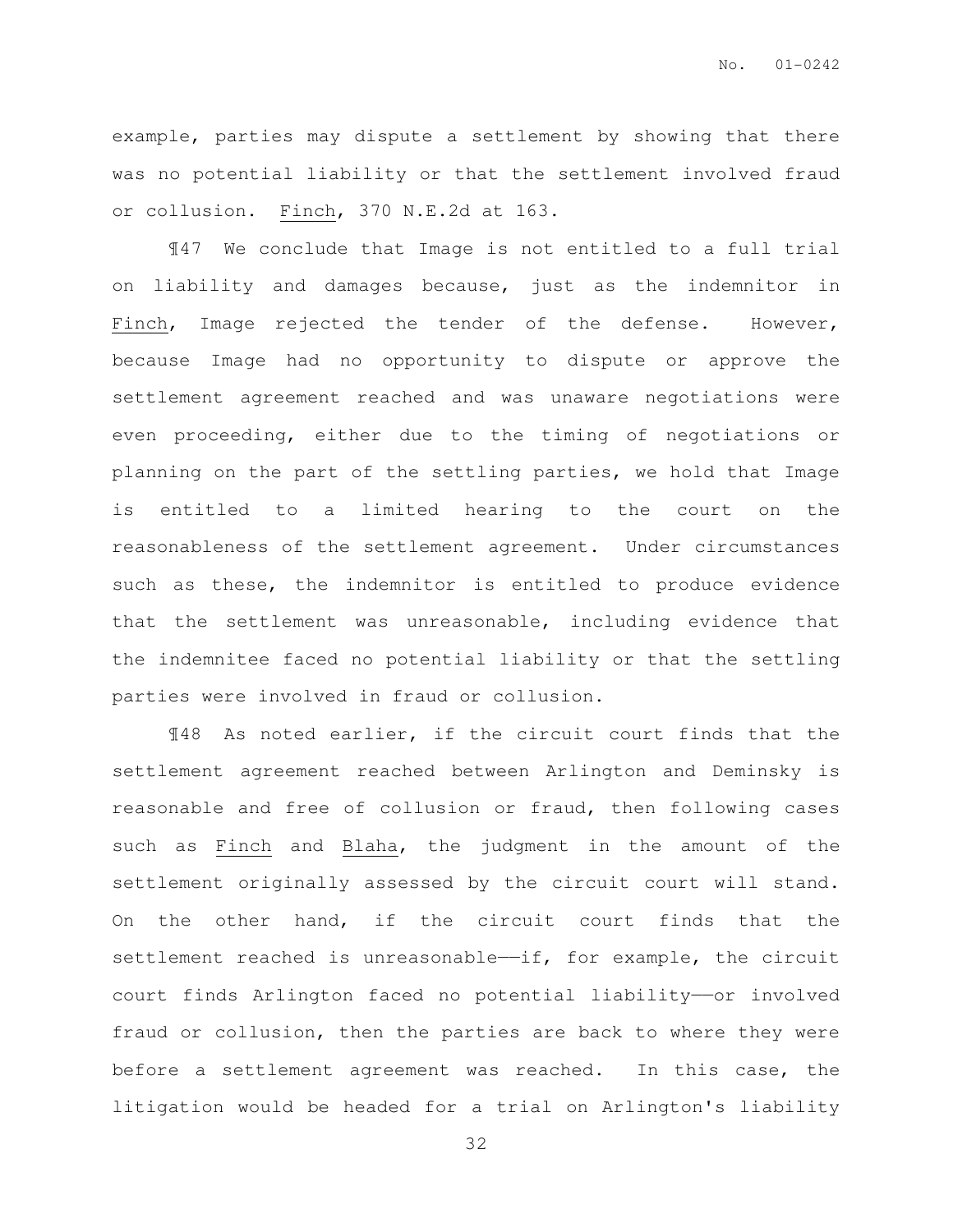example, parties may dispute a settlement by showing that there was no potential liability or that the settlement involved fraud or collusion. Finch, 370 N.E.2d at 163.

¶47 We conclude that Image is not entitled to a full trial on liability and damages because, just as the indemnitor in Finch, Image rejected the tender of the defense. However, because Image had no opportunity to dispute or approve the settlement agreement reached and was unaware negotiations were even proceeding, either due to the timing of negotiations or planning on the part of the settling parties, we hold that Image is entitled to a limited hearing to the court on the reasonableness of the settlement agreement. Under circumstances such as these, the indemnitor is entitled to produce evidence that the settlement was unreasonable, including evidence that the indemnitee faced no potential liability or that the settling parties were involved in fraud or collusion.

¶48 As noted earlier, if the circuit court finds that the settlement agreement reached between Arlington and Deminsky is reasonable and free of collusion or fraud, then following cases such as Finch and Blaha, the judgment in the amount of the settlement originally assessed by the circuit court will stand. On the other hand, if the circuit court finds that the settlement reached is unreasonable——if, for example, the circuit court finds Arlington faced no potential liability——or involved fraud or collusion, then the parties are back to where they were before a settlement agreement was reached. In this case, the litigation would be headed for a trial on Arlington's liability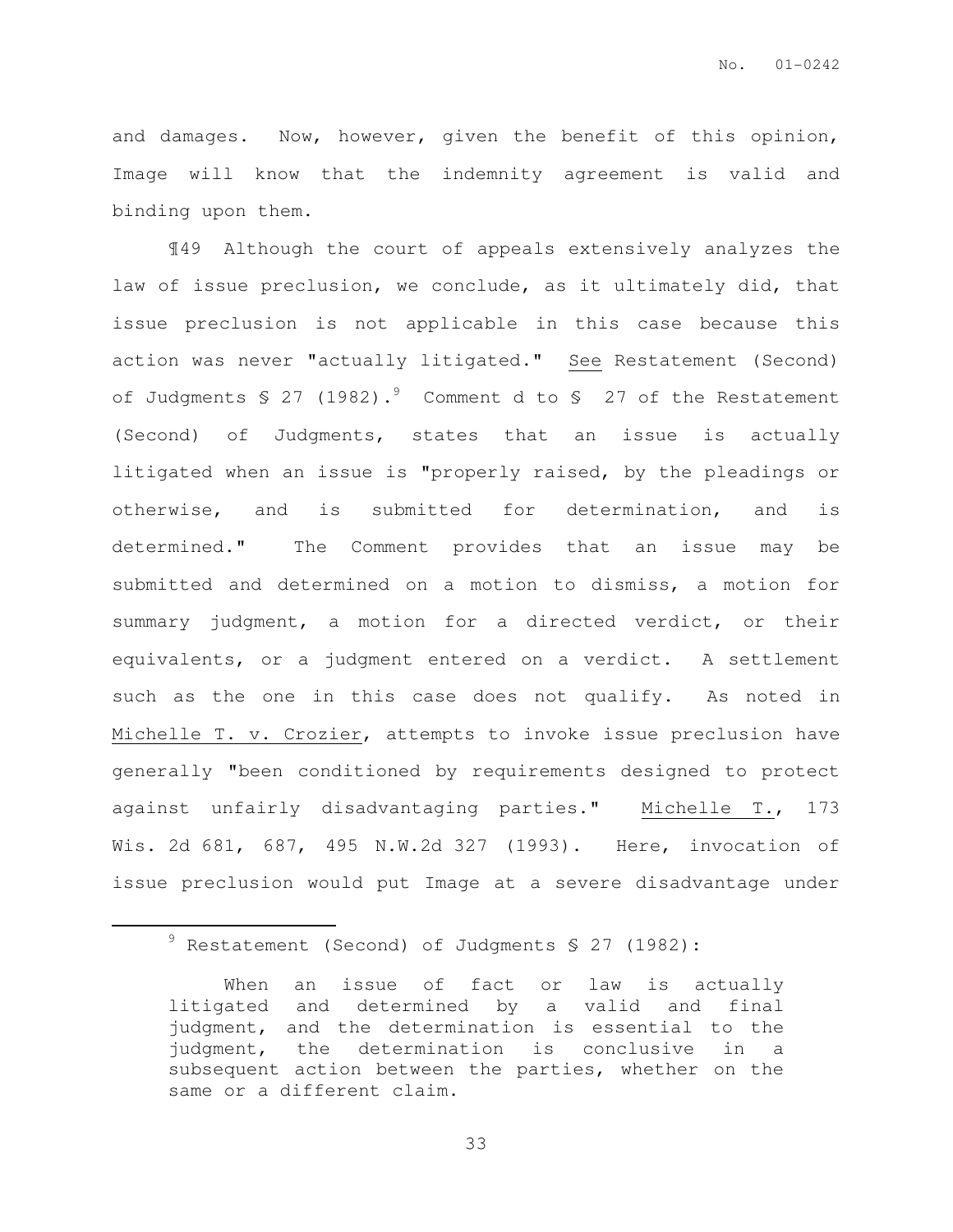and damages. Now, however, given the benefit of this opinion, Image will know that the indemnity agreement is valid and binding upon them.

¶49 Although the court of appeals extensively analyzes the law of issue preclusion, we conclude, as it ultimately did, that issue preclusion is not applicable in this case because this action was never "actually litigated." See Restatement (Second) of Judgments § 27 (1982).[9] Comment d to § 27 of the Restatement (Second) of Judgments, states that an issue is actually litigated when an issue is "properly raised, by the pleadings or otherwise, and is submitted for determination, and is determined." The Comment provides that an issue may be submitted and determined on a motion to dismiss, a motion for summary judgment, a motion for a directed verdict, or their equivalents, or a judgment entered on a verdict. A settlement such as the one in this case does not qualify. As noted in Michelle T. v. Crozier, attempts to invoke issue preclusion have generally "been conditioned by requirements designed to protect against unfairly disadvantaging parties." Michelle T., 173 Wis. 2d 681, 687, 495 N.W.2d 327 (1993). Here, invocation of issue preclusion would put Image at a severe disadvantage under

---

[9] Restatement (Second) of Judgments § 27 (1982):

> When an issue of fact or law is actually litigated and determined by a valid and final judgment, and the determination is essential to the judgment, the determination is conclusive in a subsequent action between the parties, whether on the same or a different claim.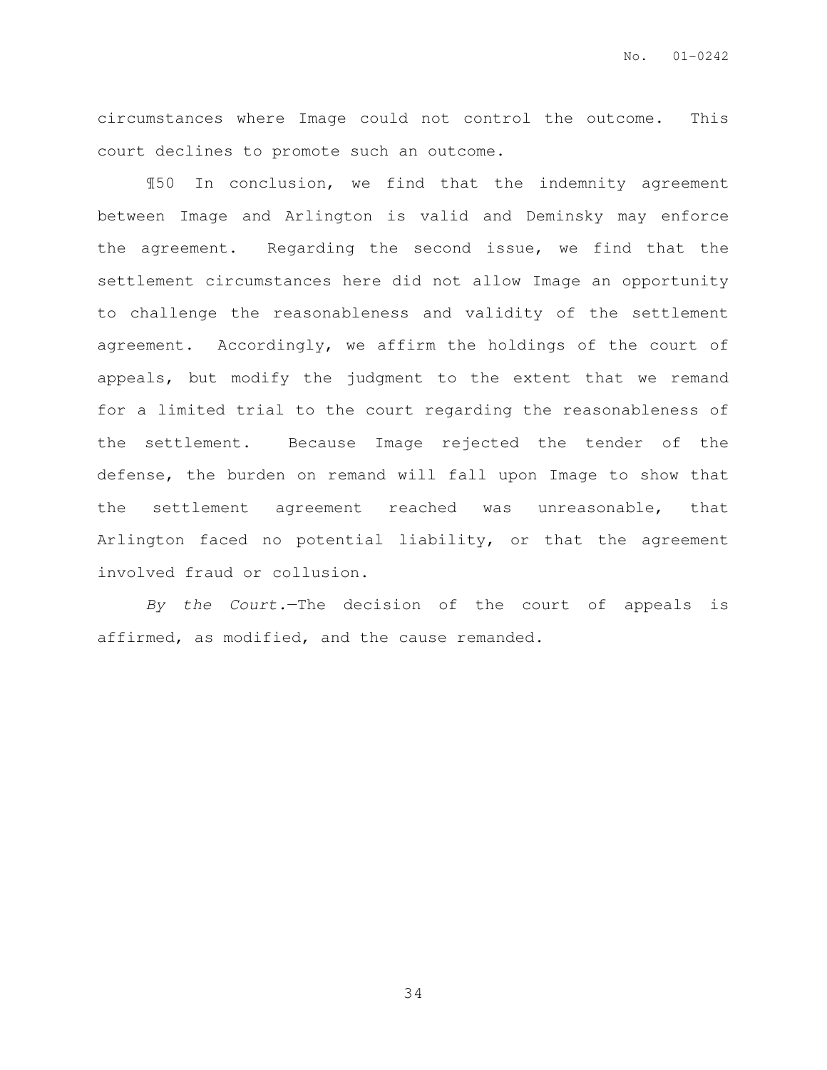circumstances where Image could not control the outcome. This court declines to promote such an outcome.

¶50 In conclusion, we find that the indemnity agreement between Image and Arlington is valid and Deminsky may enforce the agreement. Regarding the second issue, we find that the settlement circumstances here did not allow Image an opportunity to challenge the reasonableness and validity of the settlement agreement. Accordingly, we affirm the holdings of the court of appeals, but modify the judgment to the extent that we remand for a limited trial to the court regarding the reasonableness of the settlement. Because Image rejected the tender of the defense, the burden on remand will fall upon Image to show that the settlement agreement reached was unreasonable, that Arlington faced no potential liability, or that the agreement involved fraud or collusion.

*By the Court.*—The decision of the court of appeals is affirmed, as modified, and the cause remanded.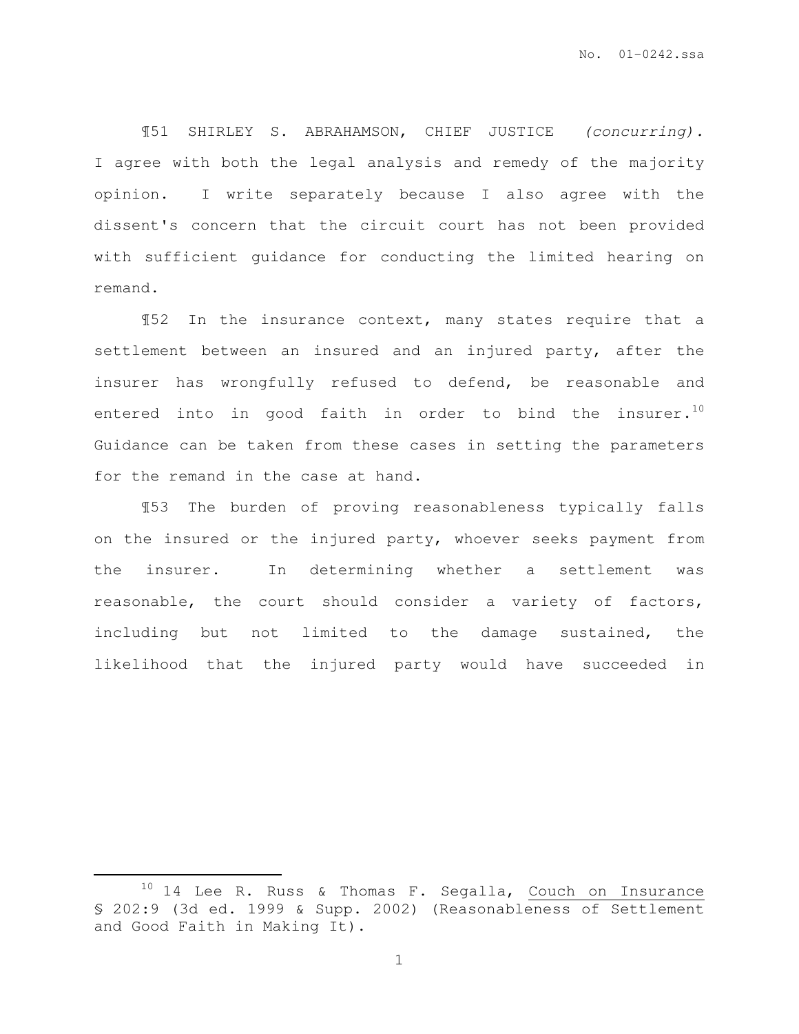¶51 SHIRLEY S. ABRAHAMSON, CHIEF JUSTICE *(concurring)*. I agree with both the legal analysis and remedy of the majority opinion. I write separately because I also agree with the dissent's concern that the circuit court has not been provided with sufficient guidance for conducting the limited hearing on remand.

¶52 In the insurance context, many states require that a settlement between an insured and an injured party, after the insurer has wrongfully refused to defend, be reasonable and entered into in good faith in order to bind the insurer.[10] Guidance can be taken from these cases in setting the parameters for the remand in the case at hand.

¶53 The burden of proving reasonableness typically falls on the insured or the injured party, whoever seeks payment from the insurer. In determining whether a settlement was reasonable, the court should consider a variety of factors, including but not limited to the damage sustained, the likelihood that the injured party would have succeeded in

---

[10] 14 Lee R. Russ & Thomas F. Segalla, Couch on Insurance § 202:9 (3d ed. 1999 & Supp. 2002) (Reasonableness of Settlement and Good Faith in Making It).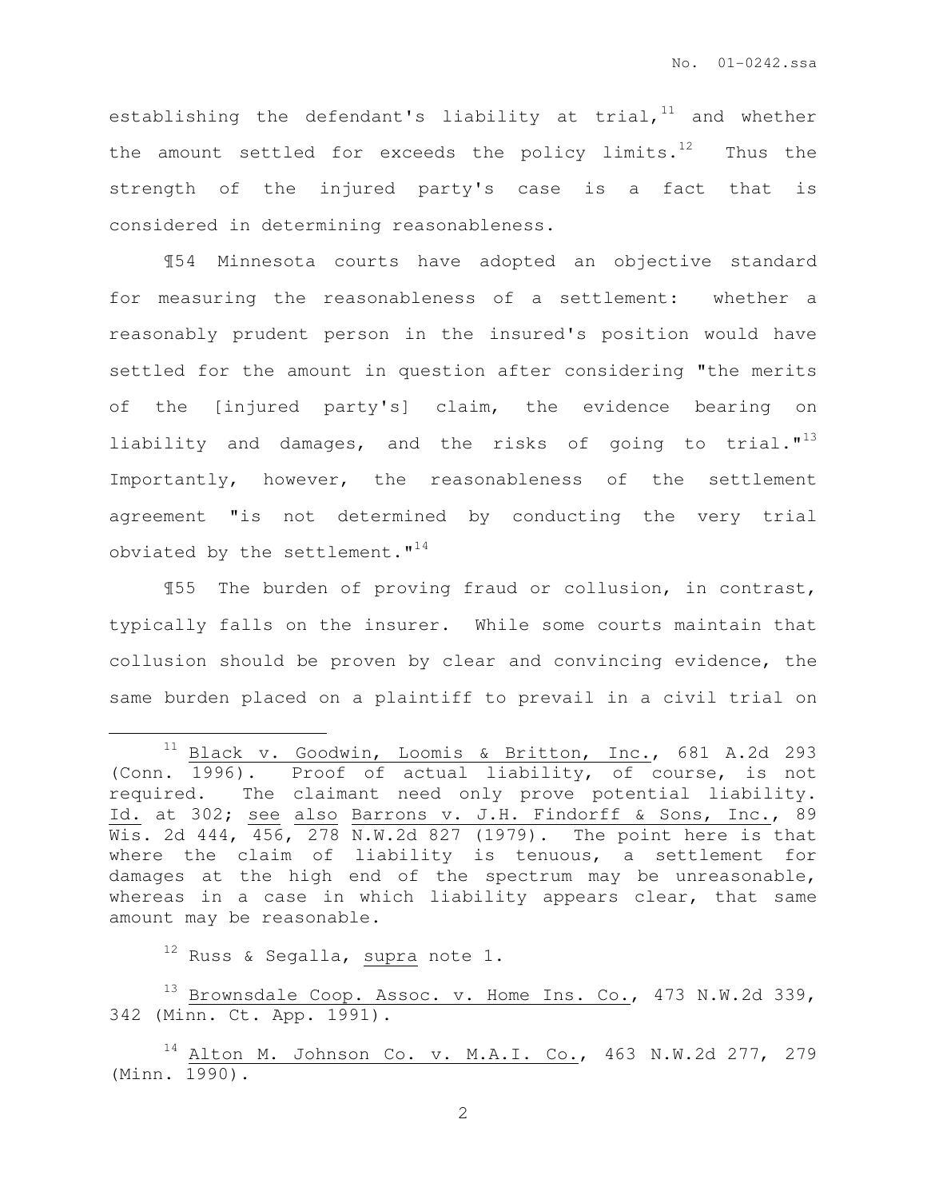establishing the defendant's liability at trial,[11] and whether the amount settled for exceeds the policy limits.[12] Thus the strength of the injured party's case is a fact that is considered in determining reasonableness.

¶54 Minnesota courts have adopted an objective standard for measuring the reasonableness of a settlement: whether a reasonably prudent person in the insured's position would have settled for the amount in question after considering "the merits of the [injured party's] claim, the evidence bearing on liability and damages, and the risks of going to trial."[13] Importantly, however, the reasonableness of the settlement agreement "is not determined by conducting the very trial obviated by the settlement."[14]

¶55 The burden of proving fraud or collusion, in contrast, typically falls on the insurer. While some courts maintain that collusion should be proven by clear and convincing evidence, the same burden placed on a plaintiff to prevail in a civil trial on

---

[11] Black v. Goodwin, Loomis & Britton, Inc., 681 A.2d 293 (Conn. 1996). Proof of actual liability, of course, is not required. The claimant need only prove potential liability. Id. at 302; see also Barrons v. J.H. Findorff & Sons, Inc., 89 Wis. 2d 444, 456, 278 N.W.2d 827 (1979). The point here is that where the claim of liability is tenuous, a settlement for damages at the high end of the spectrum may be unreasonable, whereas in a case in which liability appears clear, that same amount may be reasonable.

[12] Russ & Segalla, supra note 1.

[13] Brownsdale Coop. Assoc. v. Home Ins. Co., 473 N.W.2d 339, 342 (Minn. Ct. App. 1991).

[14] Alton M. Johnson Co. v. M.A.I. Co., 463 N.W.2d 277, 279 (Minn. 1990).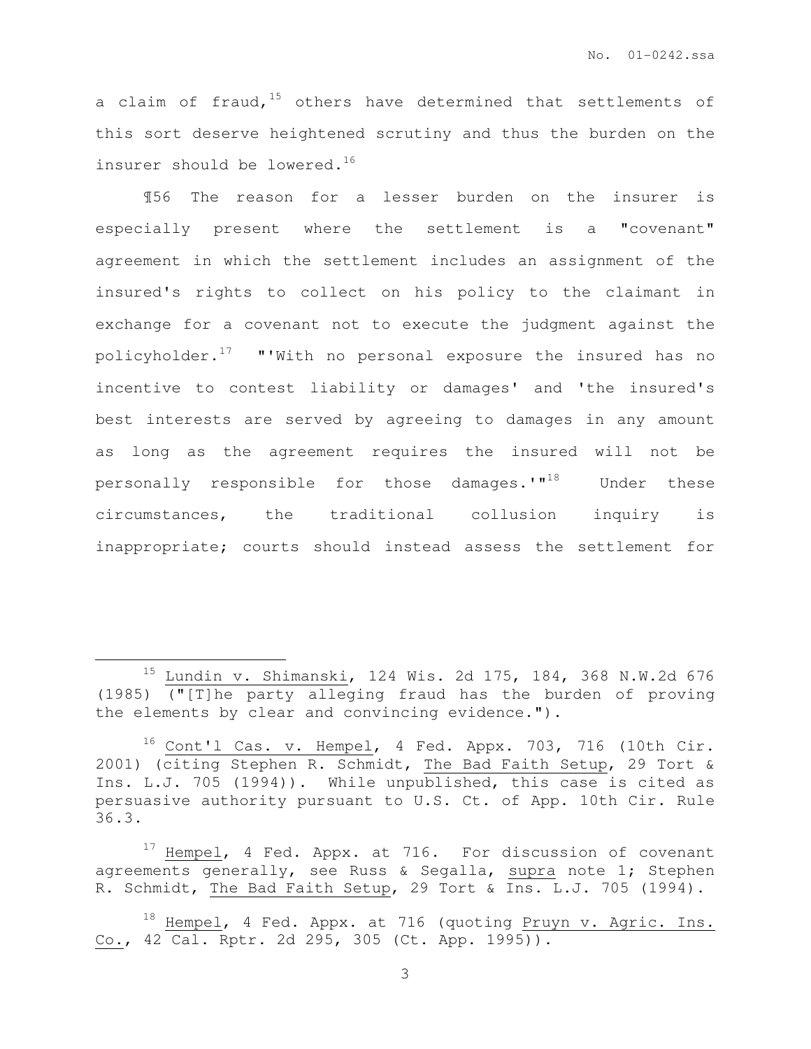a claim of fraud,[15] others have determined that settlements of this sort deserve heightened scrutiny and thus the burden on the insurer should be lowered.[16]

¶56 The reason for a lesser burden on the insurer is especially present where the settlement is a "covenant" agreement in which the settlement includes an assignment of the insured's rights to collect on his policy to the claimant in exchange for a covenant not to execute the judgment against the policyholder.[17] "'With no personal exposure the insured has no incentive to contest liability or damages' and 'the insured's best interests are served by agreeing to damages in any amount as long as the agreement requires the insured will not be personally responsible for those damages.'"[18] Under these circumstances, the traditional collusion inquiry is inappropriate; courts should instead assess the settlement for

---

[15] Lundin v. Shimanski, 124 Wis. 2d 175, 184, 368 N.W.2d 676 (1985) ("[T]he party alleging fraud has the burden of proving the elements by clear and convincing evidence.").

[16] Cont'l Cas. v. Hempel, 4 Fed. Appx. 703, 716 (10th Cir. 2001) (citing Stephen R. Schmidt, The Bad Faith Setup, 29 Tort & Ins. L.J. 705 (1994)). While unpublished, this case is cited as persuasive authority pursuant to U.S. Ct. of App. 10th Cir. Rule 36.3.

[17] Hempel, 4 Fed. Appx. at 716. For discussion of covenant agreements generally, see Russ & Segalla, supra note 1; Stephen R. Schmidt, The Bad Faith Setup, 29 Tort & Ins. L.J. 705 (1994).

[18] Hempel, 4 Fed. Appx. at 716 (quoting Pruyn v. Agric. Ins. Co., 42 Cal. Rptr. 2d 295, 305 (Ct. App. 1995)).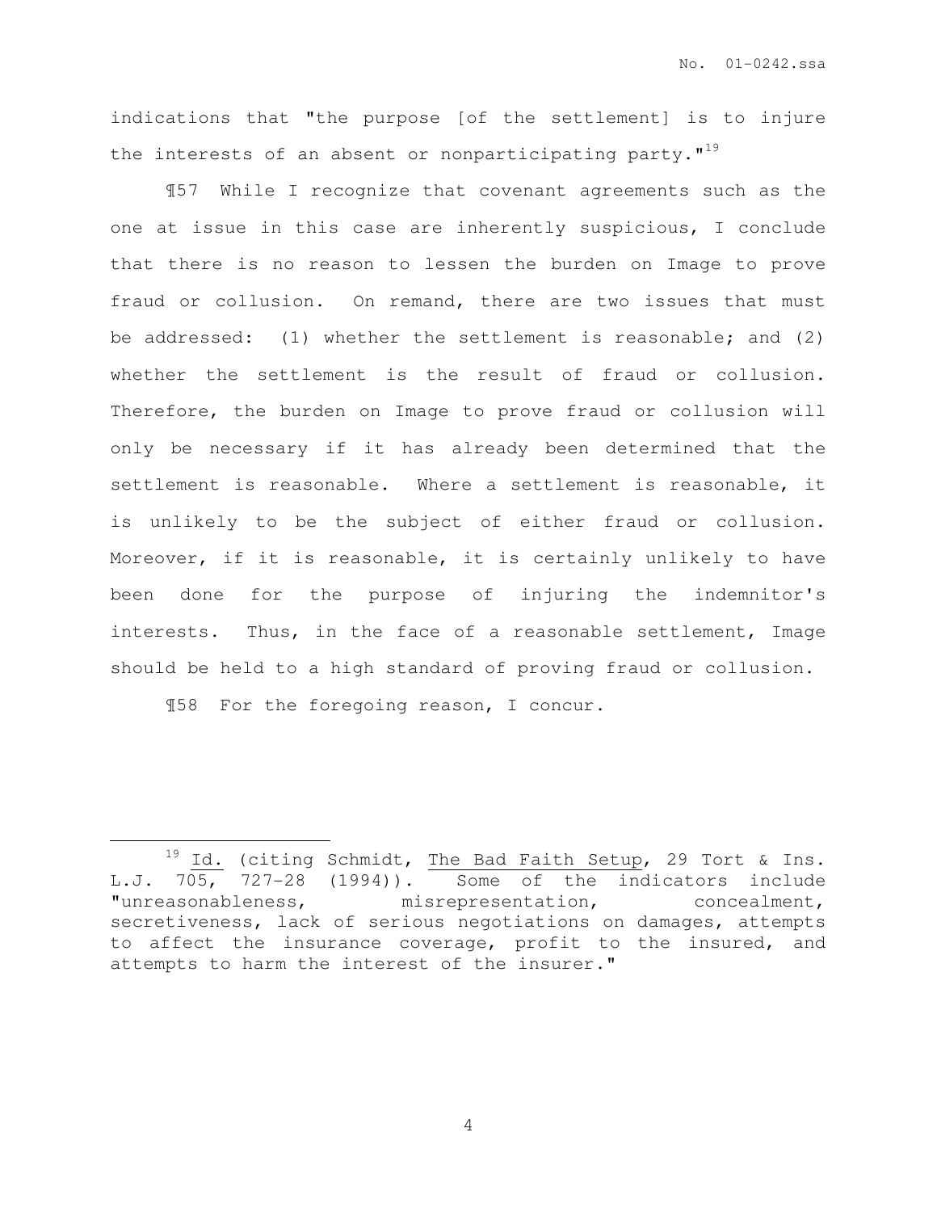indications that "the purpose [of the settlement] is to injure the interests of an absent or nonparticipating party."[19]

¶57 While I recognize that covenant agreements such as the one at issue in this case are inherently suspicious, I conclude that there is no reason to lessen the burden on Image to prove fraud or collusion. On remand, there are two issues that must be addressed: (1) whether the settlement is reasonable; and (2) whether the settlement is the result of fraud or collusion. Therefore, the burden on Image to prove fraud or collusion will only be necessary if it has already been determined that the settlement is reasonable. Where a settlement is reasonable, it is unlikely to be the subject of either fraud or collusion. Moreover, if it is reasonable, it is certainly unlikely to have been done for the purpose of injuring the indemnitor's interests. Thus, in the face of a reasonable settlement, Image should be held to a high standard of proving fraud or collusion.

¶58 For the foregoing reason, I concur.

---

[19] Id. (citing Schmidt, The Bad Faith Setup, 29 Tort & Ins. L.J. 705, 727-28 (1994)). Some of the indicators include "unreasonableness, misrepresentation, concealment, secretiveness, lack of serious negotiations on damages, attempts to affect the insurance coverage, profit to the insured, and attempts to harm the interest of the insurer."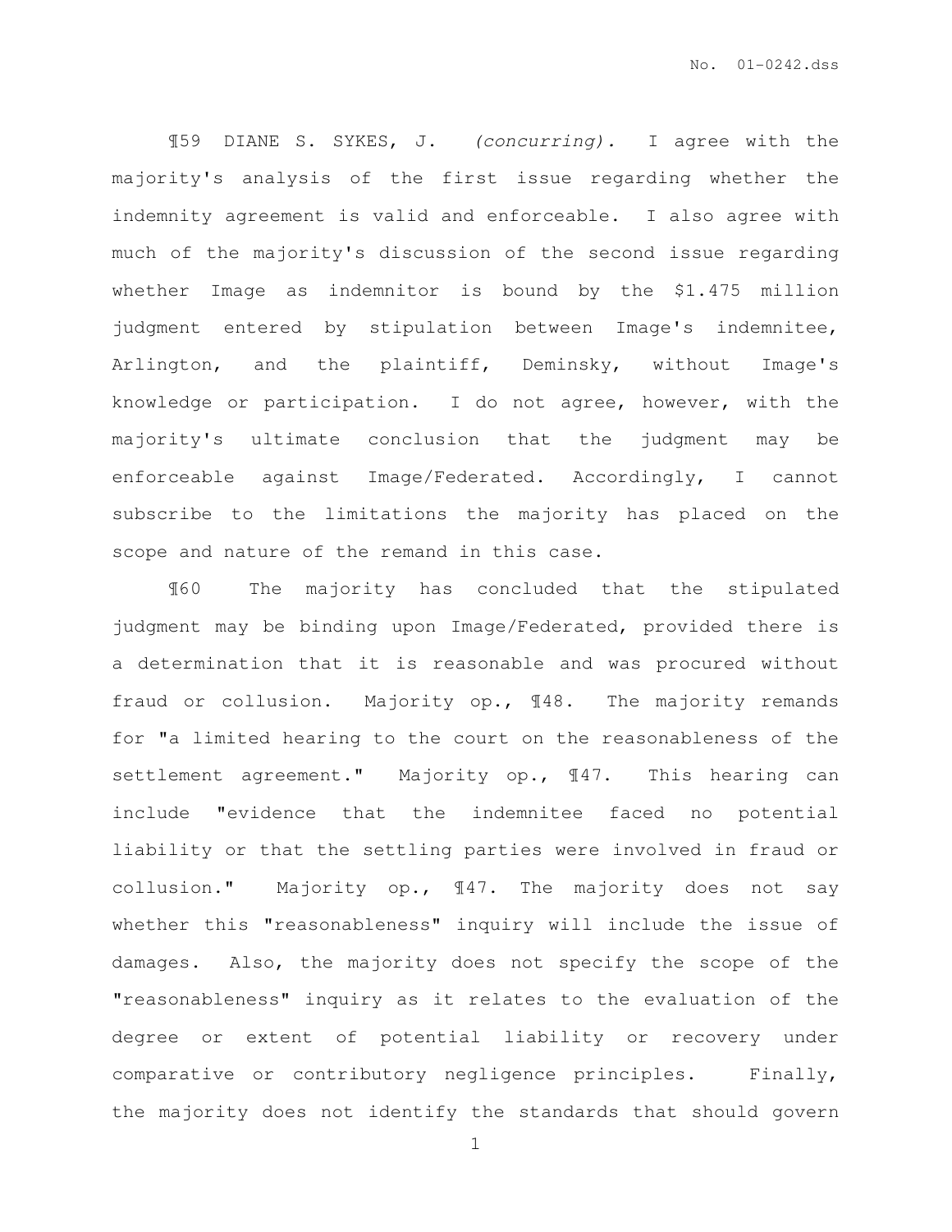¶59 DIANE S. SYKES, J. *(concurring).* I agree with the majority's analysis of the first issue regarding whether the indemnity agreement is valid and enforceable. I also agree with much of the majority's discussion of the second issue regarding whether Image as indemnitor is bound by the $1.475 million judgment entered by stipulation between Image's indemnitee, Arlington, and the plaintiff, Deminsky, without Image's knowledge or participation. I do not agree, however, with the majority's ultimate conclusion that the judgment may be enforceable against Image/Federated. Accordingly, I cannot subscribe to the limitations the majority has placed on the scope and nature of the remand in this case.

¶60 The majority has concluded that the stipulated judgment may be binding upon Image/Federated, provided there is a determination that it is reasonable and was procured without fraud or collusion. Majority op., ¶48. The majority remands for "a limited hearing to the court on the reasonableness of the settlement agreement." Majority op., ¶47. This hearing can include "evidence that the indemnitee faced no potential liability or that the settling parties were involved in fraud or collusion." Majority op., ¶47. The majority does not say whether this "reasonableness" inquiry will include the issue of damages. Also, the majority does not specify the scope of the "reasonableness" inquiry as it relates to the evaluation of the degree or extent of potential liability or recovery under comparative or contributory negligence principles. Finally, the majority does not identify the standards that should govern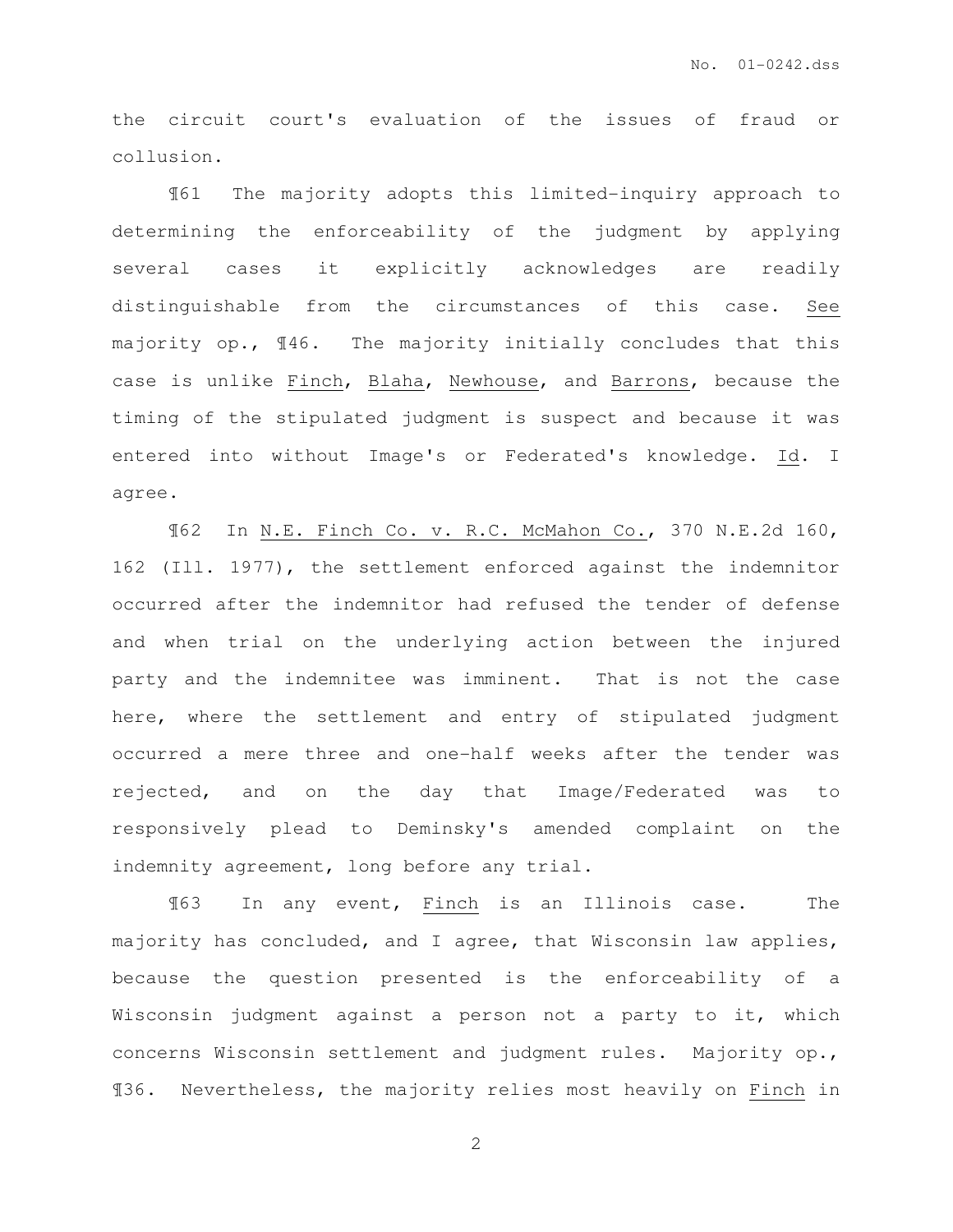the circuit court's evaluation of the issues of fraud or collusion.

¶61 The majority adopts this limited-inquiry approach to determining the enforceability of the judgment by applying several cases it explicitly acknowledges are readily distinguishable from the circumstances of this case. See majority op., ¶46. The majority initially concludes that this case is unlike Finch, Blaha, Newhouse, and Barrons, because the timing of the stipulated judgment is suspect and because it was entered into without Image's or Federated's knowledge. Id. I agree.

¶62 In N.E. Finch Co. v. R.C. McMahon Co., 370 N.E.2d 160, 162 (Ill. 1977), the settlement enforced against the indemnitor occurred after the indemnitor had refused the tender of defense and when trial on the underlying action between the injured party and the indemnitee was imminent. That is not the case here, where the settlement and entry of stipulated judgment occurred a mere three and one-half weeks after the tender was rejected, and on the day that Image/Federated was to responsively plead to Deminsky's amended complaint on the indemnity agreement, long before any trial.

¶63 In any event, Finch is an Illinois case. The majority has concluded, and I agree, that Wisconsin law applies, because the question presented is the enforceability of a Wisconsin judgment against a person not a party to it, which concerns Wisconsin settlement and judgment rules. Majority op., ¶36. Nevertheless, the majority relies most heavily on Finch in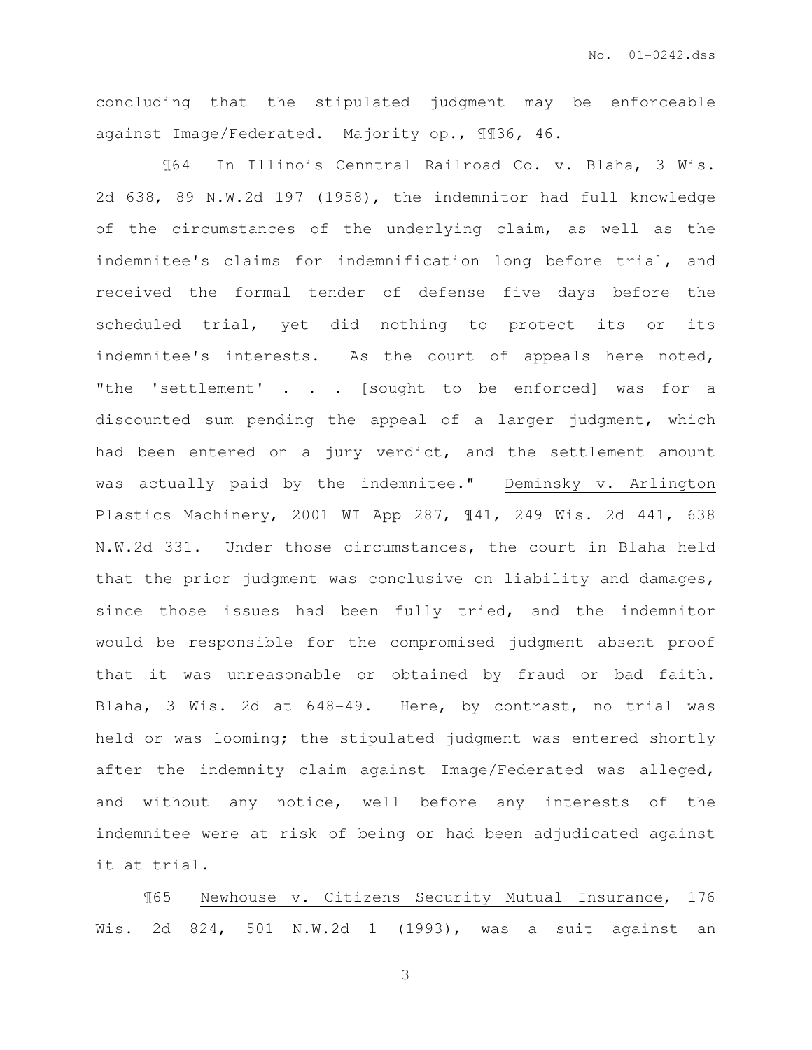concluding that the stipulated judgment may be enforceable against Image/Federated. Majority op., ¶¶36, 46.

¶64 In Illinois Cenntral Railroad Co. v. Blaha, 3 Wis. 2d 638, 89 N.W.2d 197 (1958), the indemnitor had full knowledge of the circumstances of the underlying claim, as well as the indemnitee's claims for indemnification long before trial, and received the formal tender of defense five days before the scheduled trial, yet did nothing to protect its or its indemnitee's interests. As the court of appeals here noted, "the 'settlement' . . . [sought to be enforced] was for a discounted sum pending the appeal of a larger judgment, which had been entered on a jury verdict, and the settlement amount was actually paid by the indemnitee." Deminsky v. Arlington Plastics Machinery, 2001 WI App 287, ¶41, 249 Wis. 2d 441, 638 N.W.2d 331. Under those circumstances, the court in Blaha held that the prior judgment was conclusive on liability and damages, since those issues had been fully tried, and the indemnitor would be responsible for the compromised judgment absent proof that it was unreasonable or obtained by fraud or bad faith. Blaha, 3 Wis. 2d at 648-49. Here, by contrast, no trial was held or was looming; the stipulated judgment was entered shortly after the indemnity claim against Image/Federated was alleged, and without any notice, well before any interests of the indemnitee were at risk of being or had been adjudicated against it at trial.

¶65 Newhouse v. Citizens Security Mutual Insurance, 176 Wis. 2d 824, 501 N.W.2d 1 (1993), was a suit against an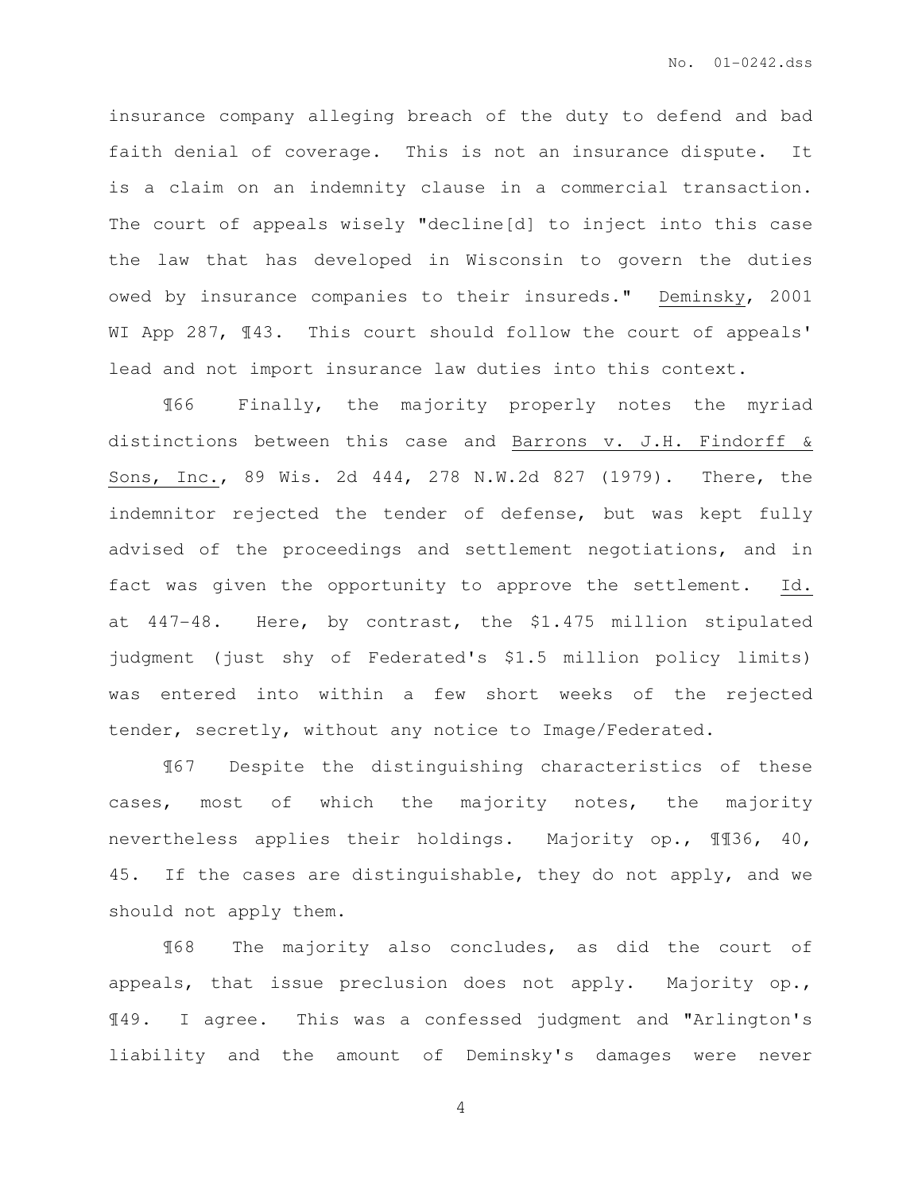insurance company alleging breach of the duty to defend and bad faith denial of coverage. This is not an insurance dispute. It is a claim on an indemnity clause in a commercial transaction. The court of appeals wisely "decline[d] to inject into this case the law that has developed in Wisconsin to govern the duties owed by insurance companies to their insureds." Deminsky, 2001 WI App 287, ¶43. This court should follow the court of appeals' lead and not import insurance law duties into this context.

¶66 Finally, the majority properly notes the myriad distinctions between this case and Barrons v. J.H. Findorff & Sons, Inc., 89 Wis. 2d 444, 278 N.W.2d 827 (1979). There, the indemnitor rejected the tender of defense, but was kept fully advised of the proceedings and settlement negotiations, and in fact was given the opportunity to approve the settlement. Id. at 447-48. Here, by contrast, the $1.475 million stipulated judgment (just shy of Federated's $1.5 million policy limits) was entered into within a few short weeks of the rejected tender, secretly, without any notice to Image/Federated.

¶67 Despite the distinguishing characteristics of these cases, most of which the majority notes, the majority nevertheless applies their holdings. Majority op., ¶¶36, 40, 45. If the cases are distinguishable, they do not apply, and we should not apply them.

¶68 The majority also concludes, as did the court of appeals, that issue preclusion does not apply. Majority op., ¶49. I agree. This was a confessed judgment and "Arlington's liability and the amount of Deminsky's damages were never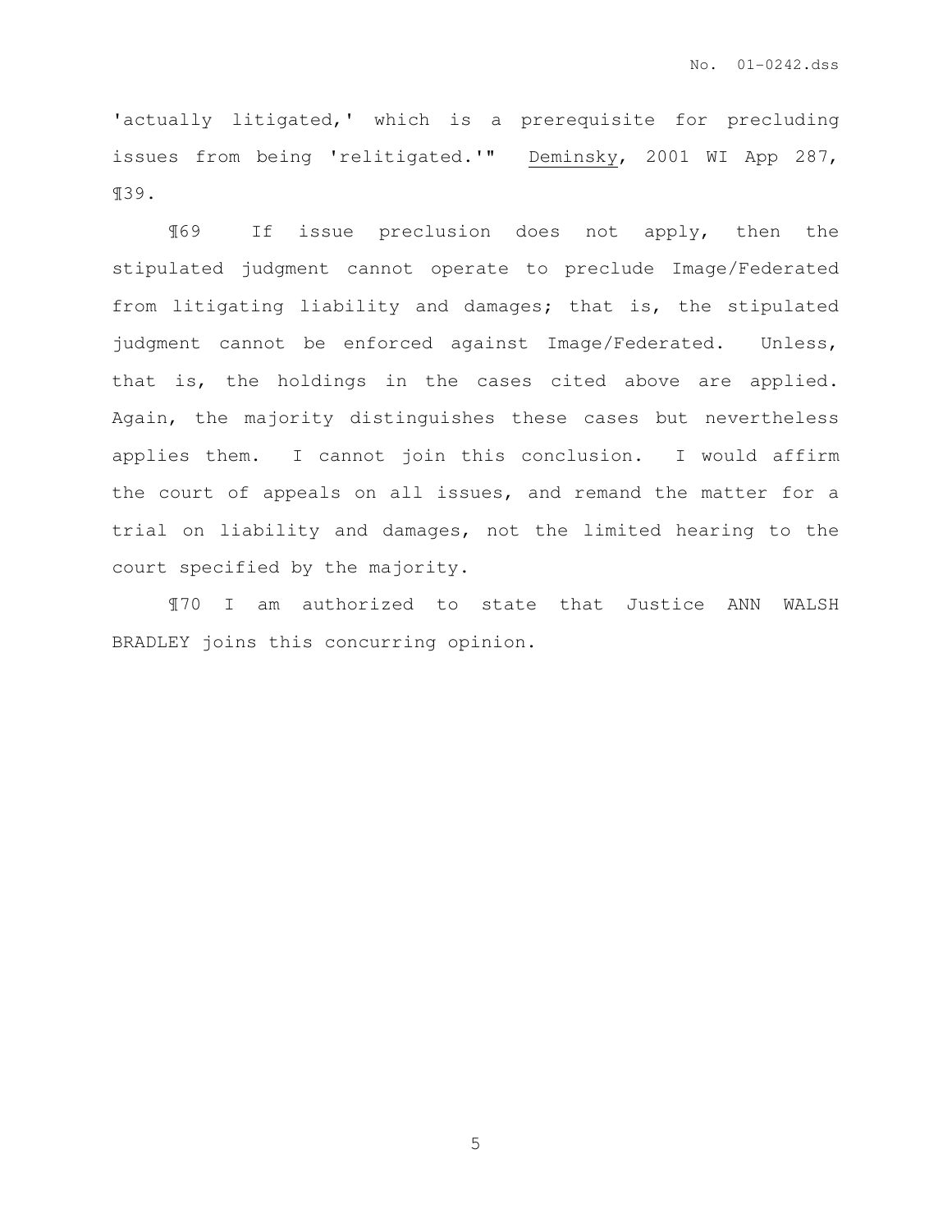'actually litigated,' which is a prerequisite for precluding issues from being 'relitigated.'" Deminsky, 2001 WI App 287, ¶39.

¶69 If issue preclusion does not apply, then the stipulated judgment cannot operate to preclude Image/Federated from litigating liability and damages; that is, the stipulated judgment cannot be enforced against Image/Federated. Unless, that is, the holdings in the cases cited above are applied. Again, the majority distinguishes these cases but nevertheless applies them. I cannot join this conclusion. I would affirm the court of appeals on all issues, and remand the matter for a trial on liability and damages, not the limited hearing to the court specified by the majority.

¶70 I am authorized to state that Justice ANN WALSH BRADLEY joins this concurring opinion.